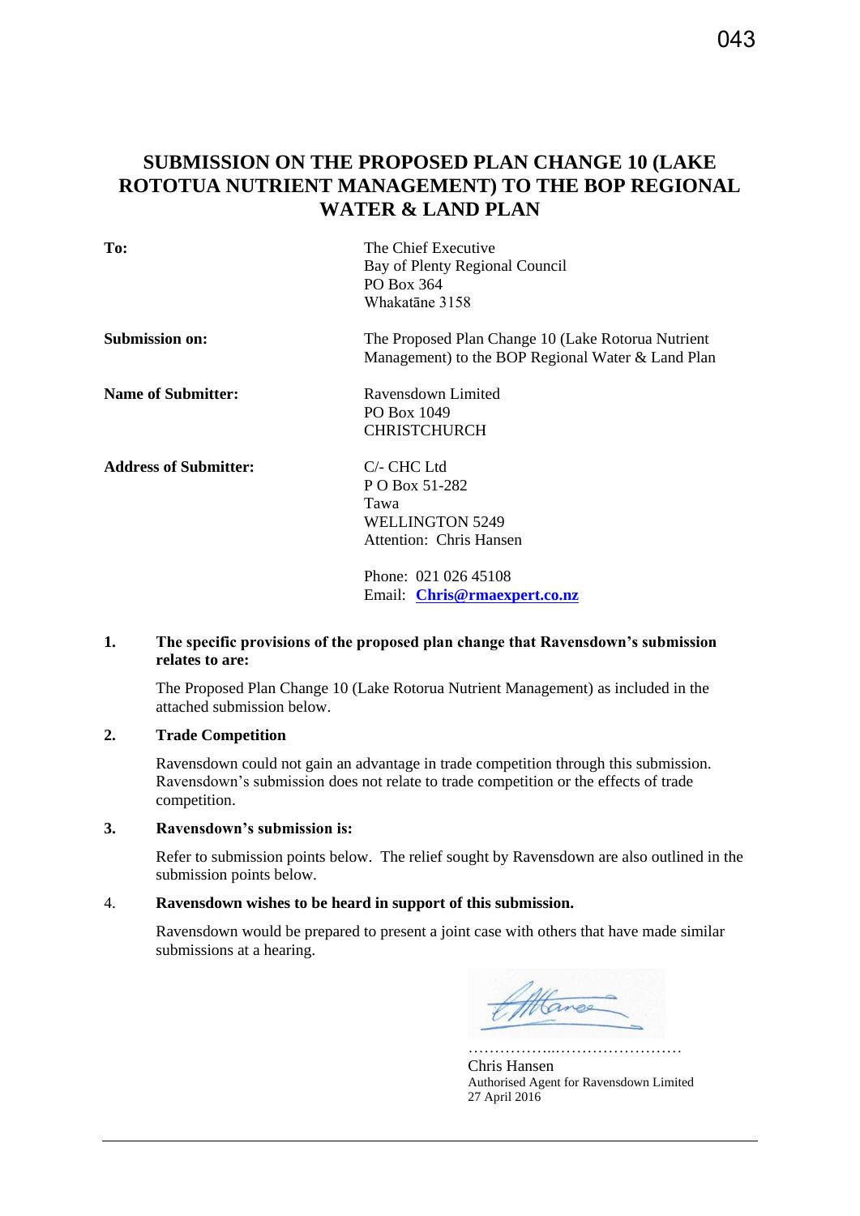# SUBMISSION ON THE PROPOSED PLAN CHANGE 10 (LAKE ROTOTUA NUTRIENT MANAGEMENT) TO THE BOP REGIONAL WATER & LAND PLAN

| | |
|---|---|
| **To:** | The Chief Executive<br>Bay of Plenty Regional Council<br>PO Box 364<br>Whakatāne 3158 |
| **Submission on:** | The Proposed Plan Change 10 (Lake Rotorua Nutrient Management) to the BOP Regional Water & Land Plan |
| **Name of Submitter:** | Ravensdown Limited<br>PO Box 1049<br>CHRISTCHURCH |
| **Address of Submitter:** | C/- CHC Ltd<br>P O Box 51-282<br>Tawa<br>WELLINGTON 5249<br>Attention: Chris Hansen<br><br>Phone: 021 026 45108<br>Email: **Chris@rmaexpert.co.nz** |

**1. The specific provisions of the proposed plan change that Ravensdown's submission relates to are:**

The Proposed Plan Change 10 (Lake Rotorua Nutrient Management) as included in the attached submission below.

**2. Trade Competition**

Ravensdown could not gain an advantage in trade competition through this submission. Ravensdown's submission does not relate to trade competition or the effects of trade competition.

**3. Ravensdown's submission is:**

Refer to submission points below. The relief sought by Ravensdown are also outlined in the submission points below.

4. **Ravensdown wishes to be heard in support of this submission.**

Ravensdown would be prepared to present a joint case with others that have made similar submissions at a hearing.

……………..……………………

Chris Hansen
Authorised Agent for Ravensdown Limited
27 April 2016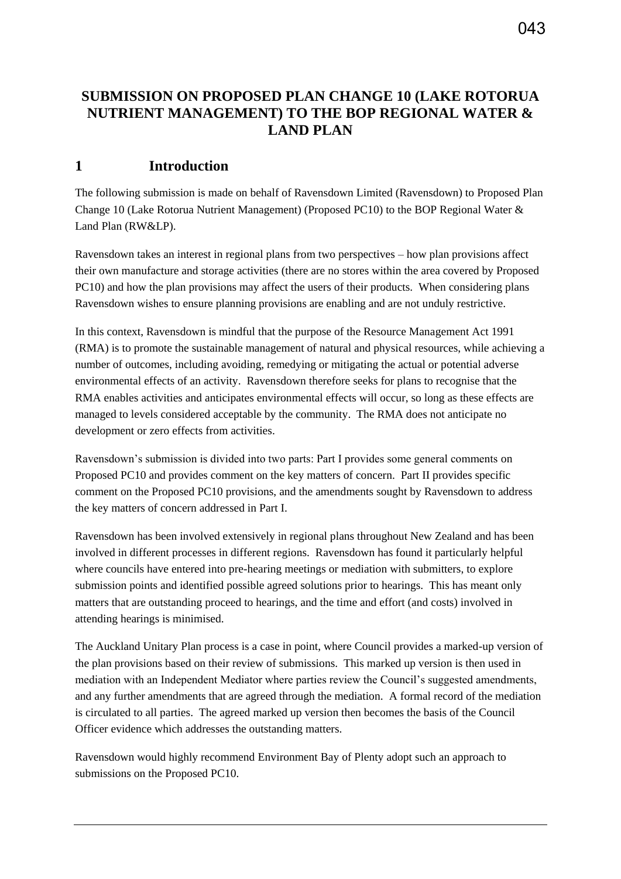# SUBMISSION ON PROPOSED PLAN CHANGE 10 (LAKE ROTORUA NUTRIENT MANAGEMENT) TO THE BOP REGIONAL WATER & LAND PLAN

## 1 Introduction

The following submission is made on behalf of Ravensdown Limited (Ravensdown) to Proposed Plan Change 10 (Lake Rotorua Nutrient Management) (Proposed PC10) to the BOP Regional Water & Land Plan (RW&LP).

Ravensdown takes an interest in regional plans from two perspectives – how plan provisions affect their own manufacture and storage activities (there are no stores within the area covered by Proposed PC10) and how the plan provisions may affect the users of their products. When considering plans Ravensdown wishes to ensure planning provisions are enabling and are not unduly restrictive.

In this context, Ravensdown is mindful that the purpose of the Resource Management Act 1991 (RMA) is to promote the sustainable management of natural and physical resources, while achieving a number of outcomes, including avoiding, remedying or mitigating the actual or potential adverse environmental effects of an activity. Ravensdown therefore seeks for plans to recognise that the RMA enables activities and anticipates environmental effects will occur, so long as these effects are managed to levels considered acceptable by the community. The RMA does not anticipate no development or zero effects from activities.

Ravensdown's submission is divided into two parts: Part I provides some general comments on Proposed PC10 and provides comment on the key matters of concern. Part II provides specific comment on the Proposed PC10 provisions, and the amendments sought by Ravensdown to address the key matters of concern addressed in Part I.

Ravensdown has been involved extensively in regional plans throughout New Zealand and has been involved in different processes in different regions. Ravensdown has found it particularly helpful where councils have entered into pre-hearing meetings or mediation with submitters, to explore submission points and identified possible agreed solutions prior to hearings. This has meant only matters that are outstanding proceed to hearings, and the time and effort (and costs) involved in attending hearings is minimised.

The Auckland Unitary Plan process is a case in point, where Council provides a marked-up version of the plan provisions based on their review of submissions. This marked up version is then used in mediation with an Independent Mediator where parties review the Council's suggested amendments, and any further amendments that are agreed through the mediation. A formal record of the mediation is circulated to all parties. The agreed marked up version then becomes the basis of the Council Officer evidence which addresses the outstanding matters.

Ravensdown would highly recommend Environment Bay of Plenty adopt such an approach to submissions on the Proposed PC10.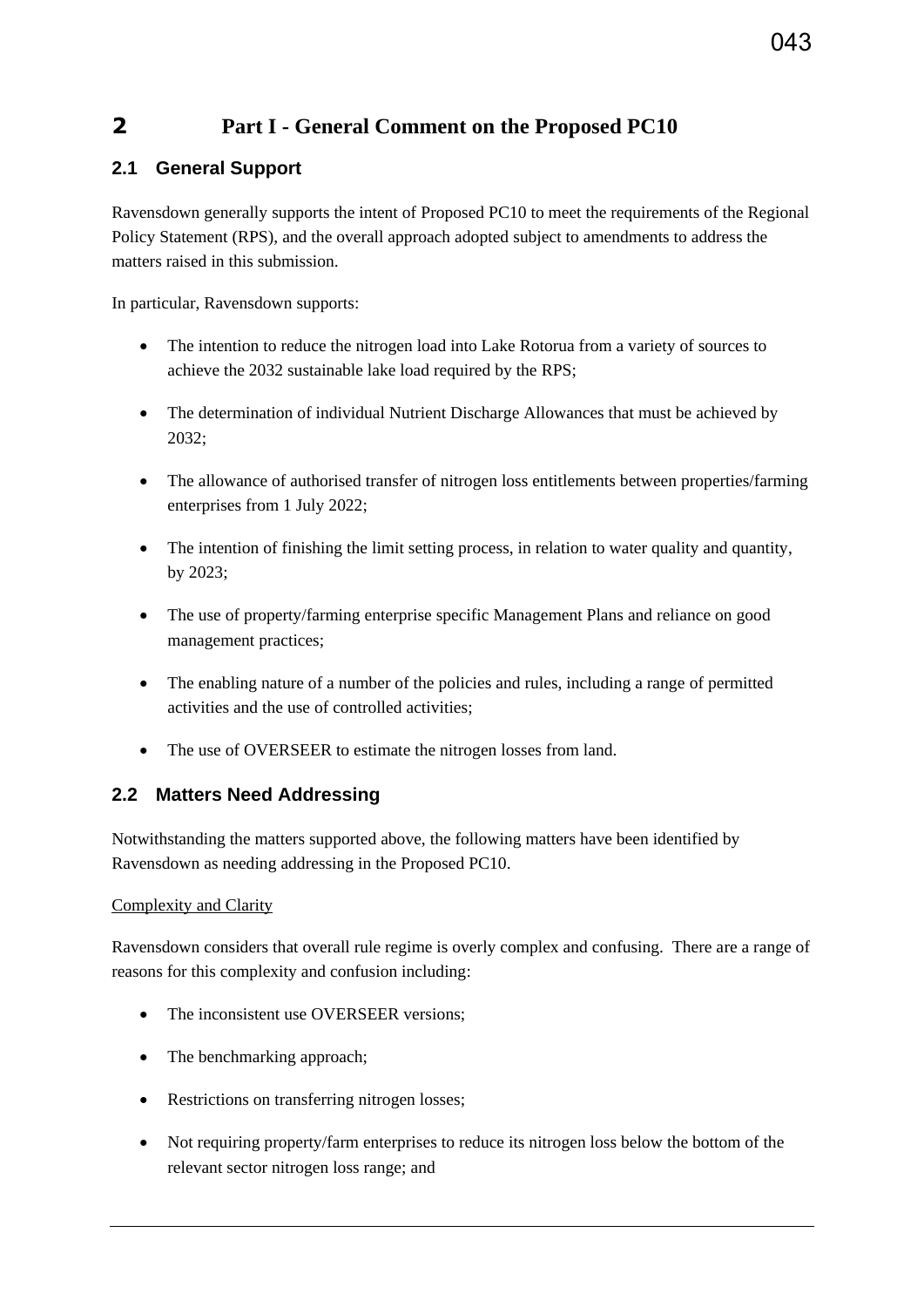# 2 Part I - General Comment on the Proposed PC10

## 2.1 General Support

Ravensdown generally supports the intent of Proposed PC10 to meet the requirements of the Regional Policy Statement (RPS), and the overall approach adopted subject to amendments to address the matters raised in this submission.

In particular, Ravensdown supports:

- The intention to reduce the nitrogen load into Lake Rotorua from a variety of sources to achieve the 2032 sustainable lake load required by the RPS;
- The determination of individual Nutrient Discharge Allowances that must be achieved by 2032;
- The allowance of authorised transfer of nitrogen loss entitlements between properties/farming enterprises from 1 July 2022;
- The intention of finishing the limit setting process, in relation to water quality and quantity, by 2023;
- The use of property/farming enterprise specific Management Plans and reliance on good management practices;
- The enabling nature of a number of the policies and rules, including a range of permitted activities and the use of controlled activities;
- The use of OVERSEER to estimate the nitrogen losses from land.

## 2.2 Matters Need Addressing

Notwithstanding the matters supported above, the following matters have been identified by Ravensdown as needing addressing in the Proposed PC10.

Complexity and Clarity

Ravensdown considers that overall rule regime is overly complex and confusing. There are a range of reasons for this complexity and confusion including:

- The inconsistent use OVERSEER versions;
- The benchmarking approach;
- Restrictions on transferring nitrogen losses;
- Not requiring property/farm enterprises to reduce its nitrogen loss below the bottom of the relevant sector nitrogen loss range; and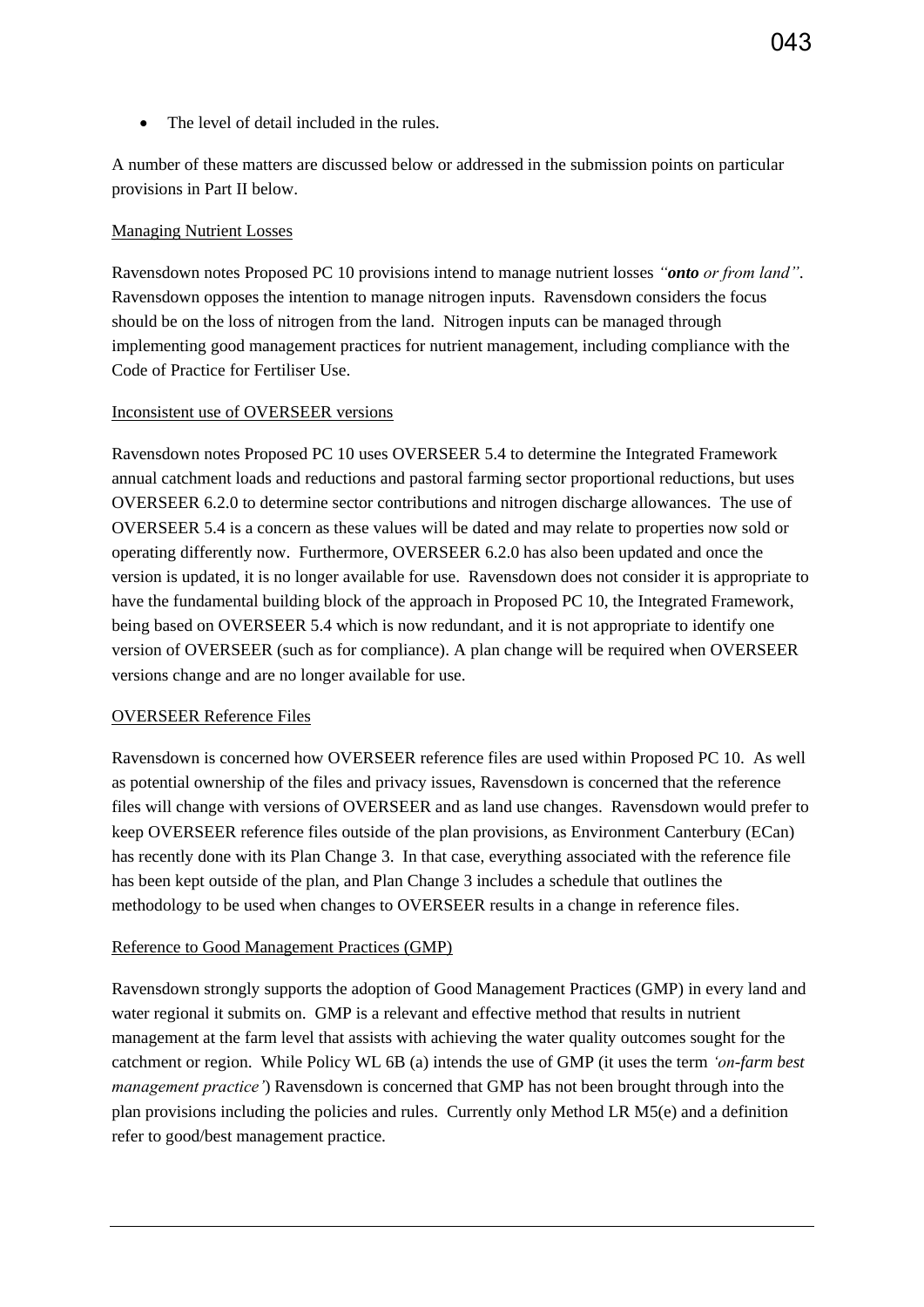- The level of detail included in the rules.

A number of these matters are discussed below or addressed in the submission points on particular provisions in Part II below.

Managing Nutrient Losses

Ravensdown notes Proposed PC 10 provisions intend to manage nutrient losses *"**onto** or from land"*. Ravensdown opposes the intention to manage nitrogen inputs. Ravensdown considers the focus should be on the loss of nitrogen from the land. Nitrogen inputs can be managed through implementing good management practices for nutrient management, including compliance with the Code of Practice for Fertiliser Use.

Inconsistent use of OVERSEER versions

Ravensdown notes Proposed PC 10 uses OVERSEER 5.4 to determine the Integrated Framework annual catchment loads and reductions and pastoral farming sector proportional reductions, but uses OVERSEER 6.2.0 to determine sector contributions and nitrogen discharge allowances. The use of OVERSEER 5.4 is a concern as these values will be dated and may relate to properties now sold or operating differently now. Furthermore, OVERSEER 6.2.0 has also been updated and once the version is updated, it is no longer available for use. Ravensdown does not consider it is appropriate to have the fundamental building block of the approach in Proposed PC 10, the Integrated Framework, being based on OVERSEER 5.4 which is now redundant, and it is not appropriate to identify one version of OVERSEER (such as for compliance). A plan change will be required when OVERSEER versions change and are no longer available for use.

OVERSEER Reference Files

Ravensdown is concerned how OVERSEER reference files are used within Proposed PC 10. As well as potential ownership of the files and privacy issues, Ravensdown is concerned that the reference files will change with versions of OVERSEER and as land use changes. Ravensdown would prefer to keep OVERSEER reference files outside of the plan provisions, as Environment Canterbury (ECan) has recently done with its Plan Change 3. In that case, everything associated with the reference file has been kept outside of the plan, and Plan Change 3 includes a schedule that outlines the methodology to be used when changes to OVERSEER results in a change in reference files.

Reference to Good Management Practices (GMP)

Ravensdown strongly supports the adoption of Good Management Practices (GMP) in every land and water regional it submits on. GMP is a relevant and effective method that results in nutrient management at the farm level that assists with achieving the water quality outcomes sought for the catchment or region. While Policy WL 6B (a) intends the use of GMP (it uses the term *'on-farm best management practice'*) Ravensdown is concerned that GMP has not been brought through into the plan provisions including the policies and rules. Currently only Method LR M5(e) and a definition refer to good/best management practice.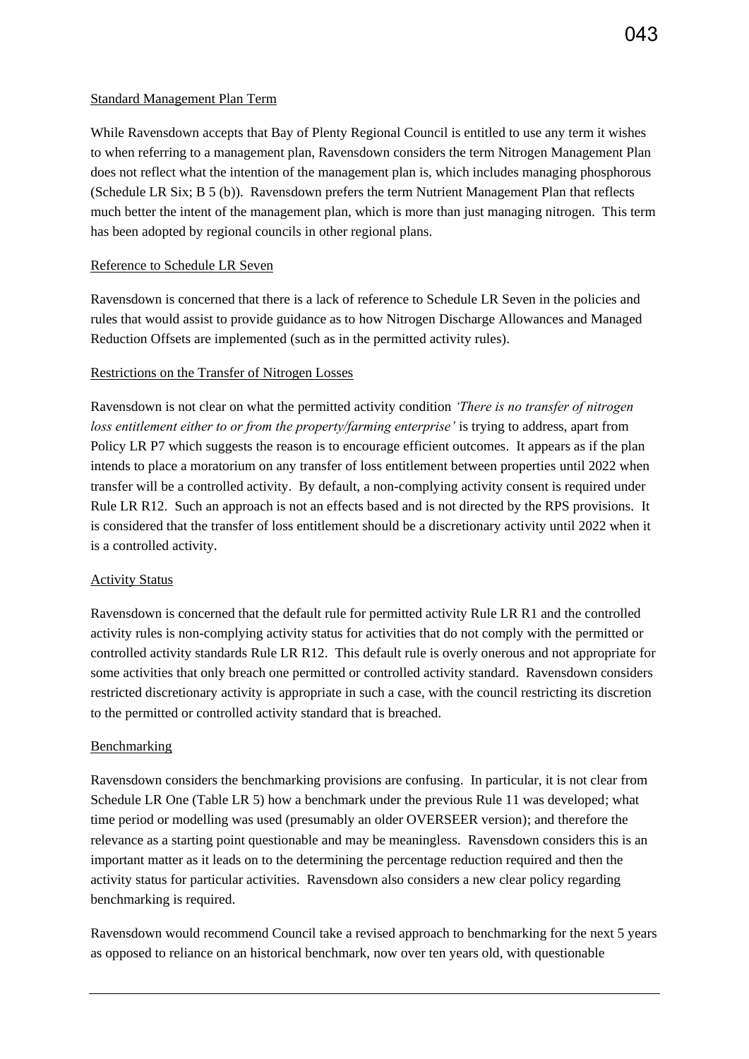Standard Management Plan Term

While Ravensdown accepts that Bay of Plenty Regional Council is entitled to use any term it wishes to when referring to a management plan, Ravensdown considers the term Nitrogen Management Plan does not reflect what the intention of the management plan is, which includes managing phosphorous (Schedule LR Six; B 5 (b)). Ravensdown prefers the term Nutrient Management Plan that reflects much better the intent of the management plan, which is more than just managing nitrogen. This term has been adopted by regional councils in other regional plans.

Reference to Schedule LR Seven

Ravensdown is concerned that there is a lack of reference to Schedule LR Seven in the policies and rules that would assist to provide guidance as to how Nitrogen Discharge Allowances and Managed Reduction Offsets are implemented (such as in the permitted activity rules).

Restrictions on the Transfer of Nitrogen Losses

Ravensdown is not clear on what the permitted activity condition *'There is no transfer of nitrogen loss entitlement either to or from the property/farming enterprise'* is trying to address, apart from Policy LR P7 which suggests the reason is to encourage efficient outcomes. It appears as if the plan intends to place a moratorium on any transfer of loss entitlement between properties until 2022 when transfer will be a controlled activity. By default, a non-complying activity consent is required under Rule LR R12. Such an approach is not an effects based and is not directed by the RPS provisions. It is considered that the transfer of loss entitlement should be a discretionary activity until 2022 when it is a controlled activity.

Activity Status

Ravensdown is concerned that the default rule for permitted activity Rule LR R1 and the controlled activity rules is non-complying activity status for activities that do not comply with the permitted or controlled activity standards Rule LR R12. This default rule is overly onerous and not appropriate for some activities that only breach one permitted or controlled activity standard. Ravensdown considers restricted discretionary activity is appropriate in such a case, with the council restricting its discretion to the permitted or controlled activity standard that is breached.

Benchmarking

Ravensdown considers the benchmarking provisions are confusing. In particular, it is not clear from Schedule LR One (Table LR 5) how a benchmark under the previous Rule 11 was developed; what time period or modelling was used (presumably an older OVERSEER version); and therefore the relevance as a starting point questionable and may be meaningless. Ravensdown considers this is an important matter as it leads on to the determining the percentage reduction required and then the activity status for particular activities. Ravensdown also considers a new clear policy regarding benchmarking is required.

Ravensdown would recommend Council take a revised approach to benchmarking for the next 5 years as opposed to reliance on an historical benchmark, now over ten years old, with questionable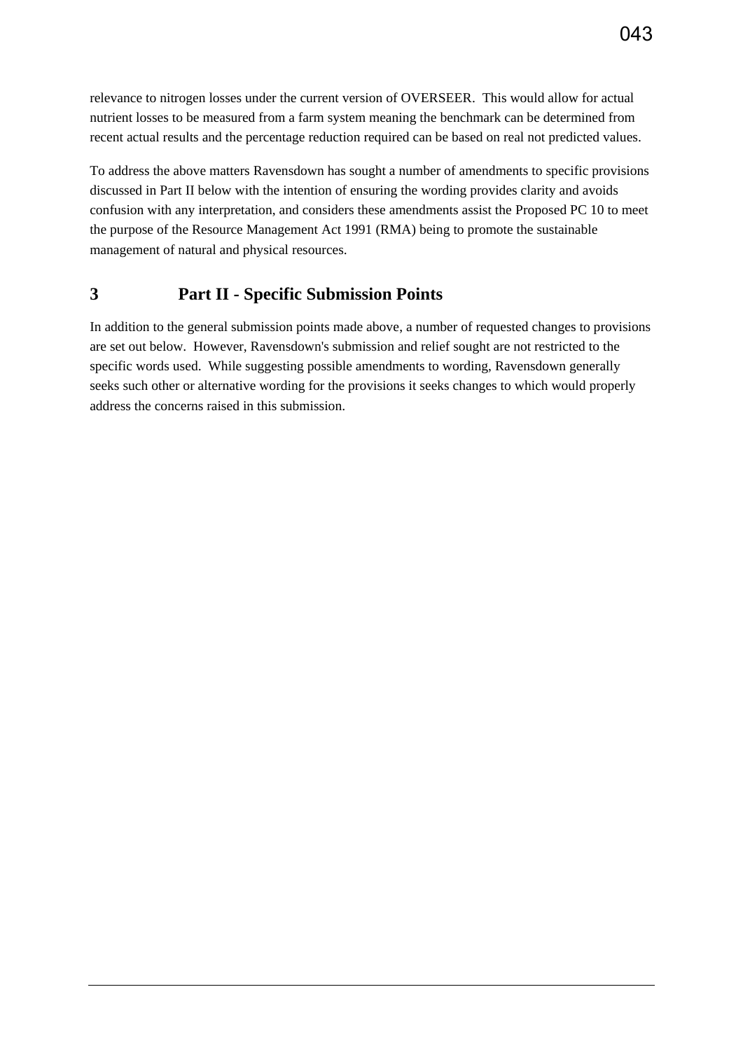relevance to nitrogen losses under the current version of OVERSEER. This would allow for actual nutrient losses to be measured from a farm system meaning the benchmark can be determined from recent actual results and the percentage reduction required can be based on real not predicted values.

To address the above matters Ravensdown has sought a number of amendments to specific provisions discussed in Part II below with the intention of ensuring the wording provides clarity and avoids confusion with any interpretation, and considers these amendments assist the Proposed PC 10 to meet the purpose of the Resource Management Act 1991 (RMA) being to promote the sustainable management of natural and physical resources.

## 3 Part II - Specific Submission Points

In addition to the general submission points made above, a number of requested changes to provisions are set out below. However, Ravensdown's submission and relief sought are not restricted to the specific words used. While suggesting possible amendments to wording, Ravensdown generally seeks such other or alternative wording for the provisions it seeks changes to which would properly address the concerns raised in this submission.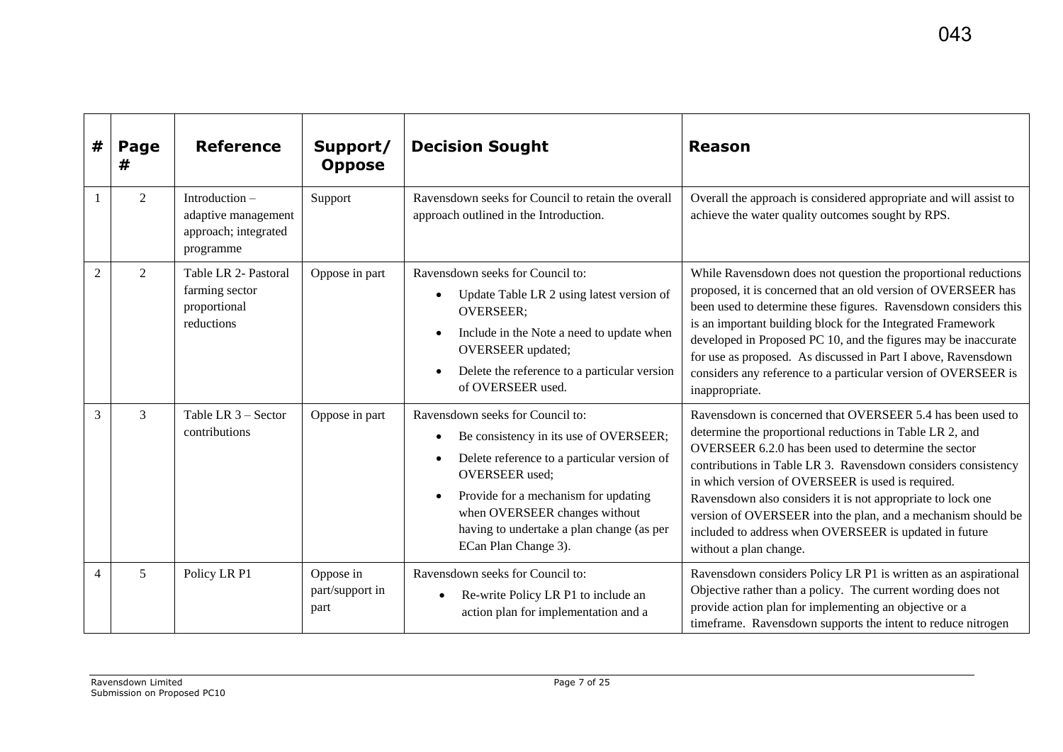043

| # | Page # | Reference | Support/ Oppose | Decision Sought | Reason |
|---|---|---|---|---|---|
| 1 | 2 | Introduction – adaptive management approach; integrated programme | Support | Ravensdown seeks for Council to retain the overall approach outlined in the Introduction. | Overall the approach is considered appropriate and will assist to achieve the water quality outcomes sought by RPS. |
| 2 | 2 | Table LR 2- Pastoral farming sector proportional reductions | Oppose in part | Ravensdown seeks for Council to:<br>• Update Table LR 2 using latest version of OVERSEER;<br>• Include in the Note a need to update when OVERSEER updated;<br>• Delete the reference to a particular version of OVERSEER used. | While Ravensdown does not question the proportional reductions proposed, it is concerned that an old version of OVERSEER has been used to determine these figures. Ravensdown considers this is an important building block for the Integrated Framework developed in Proposed PC 10, and the figures may be inaccurate for use as proposed. As discussed in Part I above, Ravensdown considers any reference to a particular version of OVERSEER is inappropriate. |
| 3 | 3 | Table LR 3 – Sector contributions | Oppose in part | Ravensdown seeks for Council to:<br>• Be consistency in its use of OVERSEER;<br>• Delete reference to a particular version of OVERSEER used;<br>• Provide for a mechanism for updating when OVERSEER changes without having to undertake a plan change (as per ECan Plan Change 3). | Ravensdown is concerned that OVERSEER 5.4 has been used to determine the proportional reductions in Table LR 2, and OVERSEER 6.2.0 has been used to determine the sector contributions in Table LR 3. Ravensdown considers consistency in which version of OVERSEER is used is required. Ravensdown also considers it is not appropriate to lock one version of OVERSEER into the plan, and a mechanism should be included to address when OVERSEER is updated in future without a plan change. |
| 4 | 5 | Policy LR P1 | Oppose in part/support in part | Ravensdown seeks for Council to:<br>• Re-write Policy LR P1 to include an action plan for implementation and a | Ravensdown considers Policy LR P1 is written as an aspirational Objective rather than a policy. The current wording does not provide action plan for implementing an objective or a timeframe. Ravensdown supports the intent to reduce nitrogen |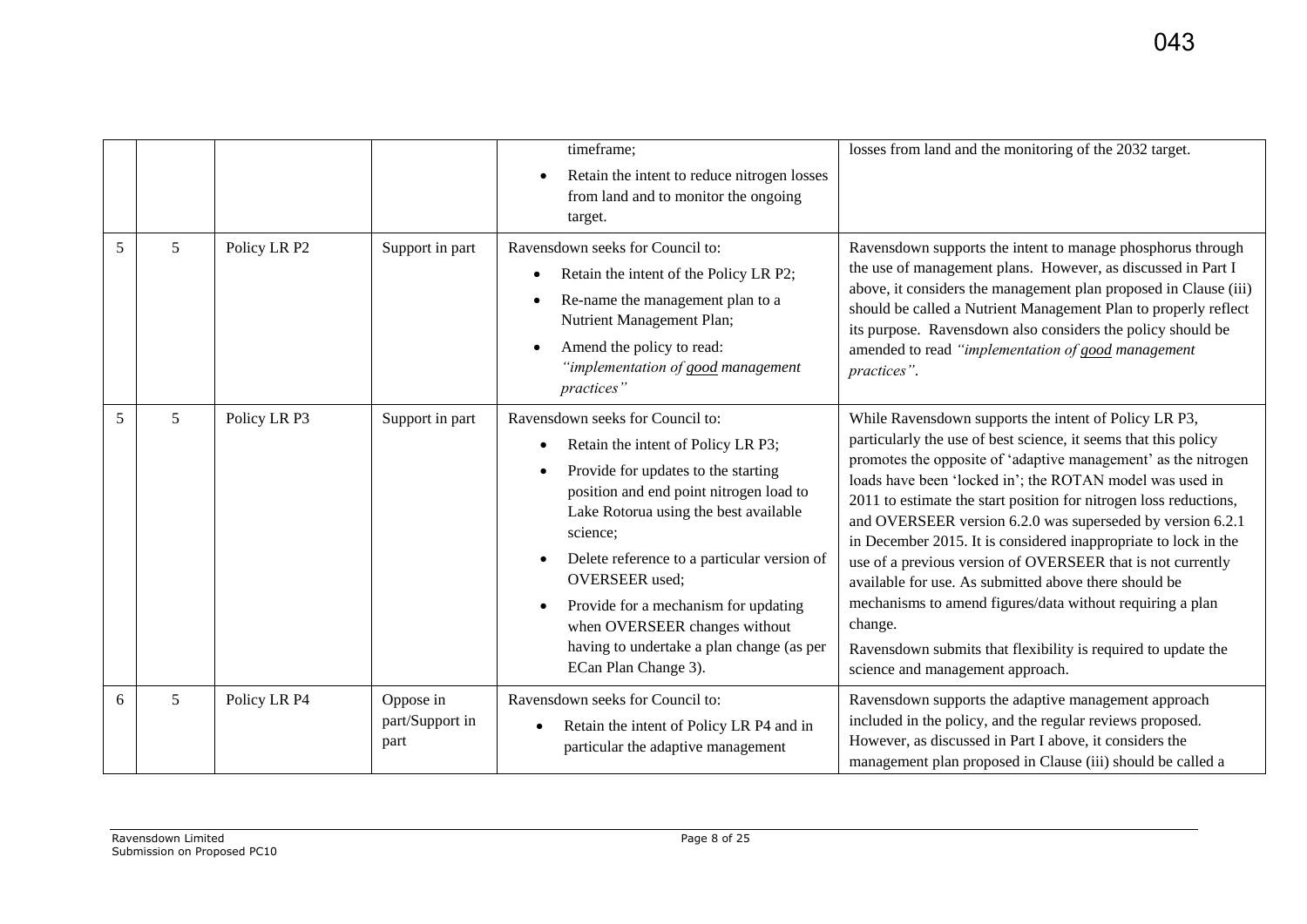| | | | | timeframe;<br>• Retain the intent to reduce nitrogen losses from land and to monitor the ongoing target. | losses from land and the monitoring of the 2032 target. |
|---|---|---|---|---|---|
| 5 | 5 | Policy LR P2 | Support in part | Ravensdown seeks for Council to:<br>• Retain the intent of the Policy LR P2;<br>• Re-name the management plan to a Nutrient Management Plan;<br>• Amend the policy to read: *"implementation of __good__ management practices"* | Ravensdown supports the intent to manage phosphorus through the use of management plans. However, as discussed in Part I above, it considers the management plan proposed in Clause (iii) should be called a Nutrient Management Plan to properly reflect its purpose. Ravensdown also considers the policy should be amended to read *"implementation of __good__ management practices"*. |
| 5 | 5 | Policy LR P3 | Support in part | Ravensdown seeks for Council to:<br>• Retain the intent of Policy LR P3;<br>• Provide for updates to the starting position and end point nitrogen load to Lake Rotorua using the best available science;<br>• Delete reference to a particular version of OVERSEER used;<br>• Provide for a mechanism for updating when OVERSEER changes without having to undertake a plan change (as per ECan Plan Change 3). | While Ravensdown supports the intent of Policy LR P3, particularly the use of best science, it seems that this policy promotes the opposite of 'adaptive management' as the nitrogen loads have been 'locked in'; the ROTAN model was used in 2011 to estimate the start position for nitrogen loss reductions, and OVERSEER version 6.2.0 was superseded by version 6.2.1 in December 2015. It is considered inappropriate to lock in the use of a previous version of OVERSEER that is not currently available for use. As submitted above there should be mechanisms to amend figures/data without requiring a plan change.<br>Ravensdown submits that flexibility is required to update the science and management approach. |
| 6 | 5 | Policy LR P4 | Oppose in part/Support in part | Ravensdown seeks for Council to:<br>• Retain the intent of Policy LR P4 and in particular the adaptive management | Ravensdown supports the adaptive management approach included in the policy, and the regular reviews proposed. However, as discussed in Part I above, it considers the management plan proposed in Clause (iii) should be called a |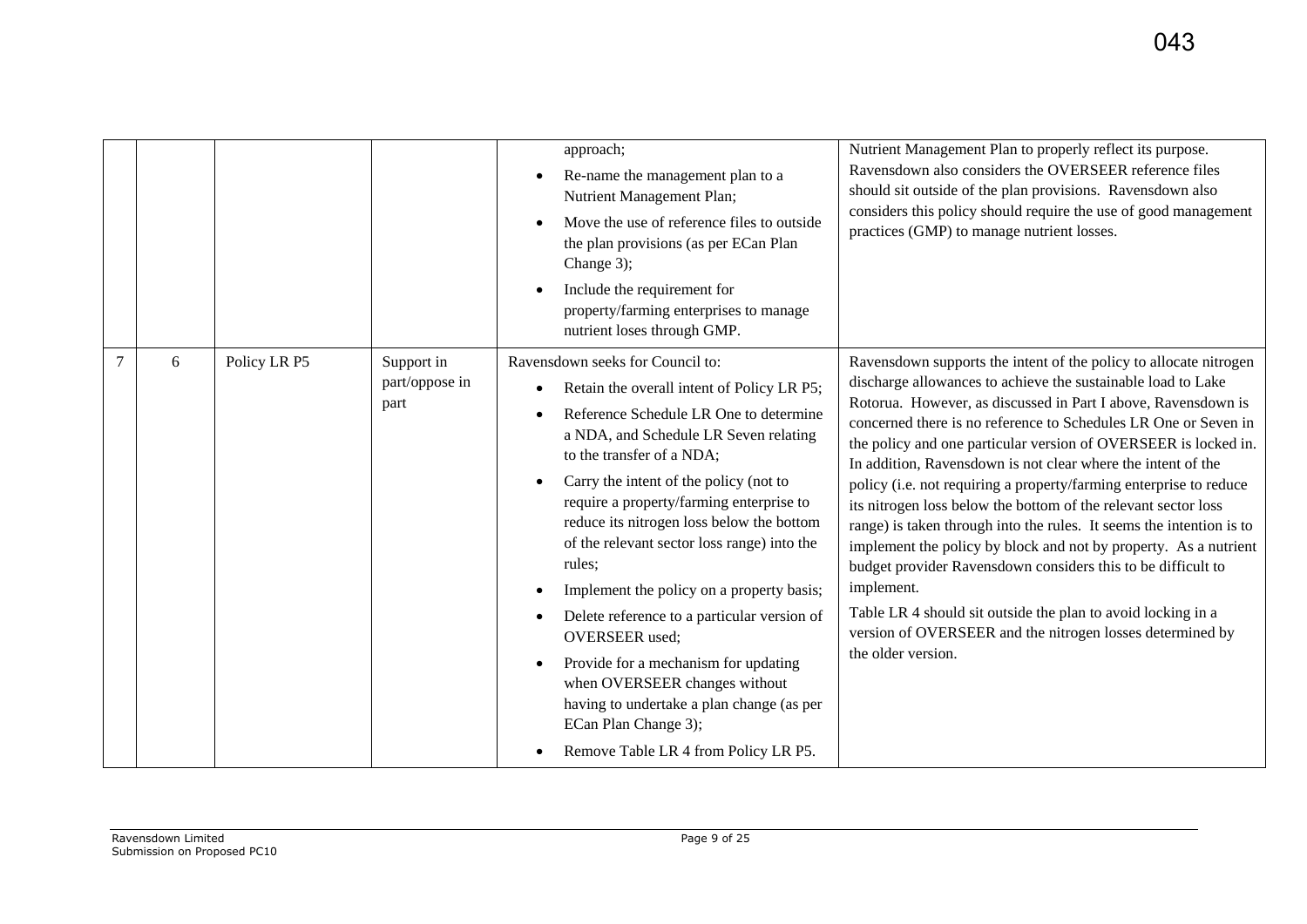| | | | | | |
|---|---|---|---|---|---|
| | | | | approach;<br>• Re-name the management plan to a Nutrient Management Plan;<br>• Move the use of reference files to outside the plan provisions (as per ECan Plan Change 3);<br>• Include the requirement for property/farming enterprises to manage nutrient loses through GMP. | Nutrient Management Plan to properly reflect its purpose. Ravensdown also considers the OVERSEER reference files should sit outside of the plan provisions. Ravensdown also considers this policy should require the use of good management practices (GMP) to manage nutrient losses. |
| 7 | 6 | Policy LR P5 | Support in part/oppose in part | Ravensdown seeks for Council to:<br>• Retain the overall intent of Policy LR P5;<br>• Reference Schedule LR One to determine a NDA, and Schedule LR Seven relating to the transfer of a NDA;<br>• Carry the intent of the policy (not to require a property/farming enterprise to reduce its nitrogen loss below the bottom of the relevant sector loss range) into the rules;<br>• Implement the policy on a property basis;<br>• Delete reference to a particular version of OVERSEER used;<br>• Provide for a mechanism for updating when OVERSEER changes without having to undertake a plan change (as per ECan Plan Change 3);<br>• Remove Table LR 4 from Policy LR P5. | Ravensdown supports the intent of the policy to allocate nitrogen discharge allowances to achieve the sustainable load to Lake Rotorua. However, as discussed in Part I above, Ravensdown is concerned there is no reference to Schedules LR One or Seven in the policy and one particular version of OVERSEER is locked in. In addition, Ravensdown is not clear where the intent of the policy (i.e. not requiring a property/farming enterprise to reduce its nitrogen loss below the bottom of the relevant sector loss range) is taken through into the rules. It seems the intention is to implement the policy by block and not by property. As a nutrient budget provider Ravensdown considers this to be difficult to implement.<br><br>Table LR 4 should sit outside the plan to avoid locking in a version of OVERSEER and the nitrogen losses determined by the older version. |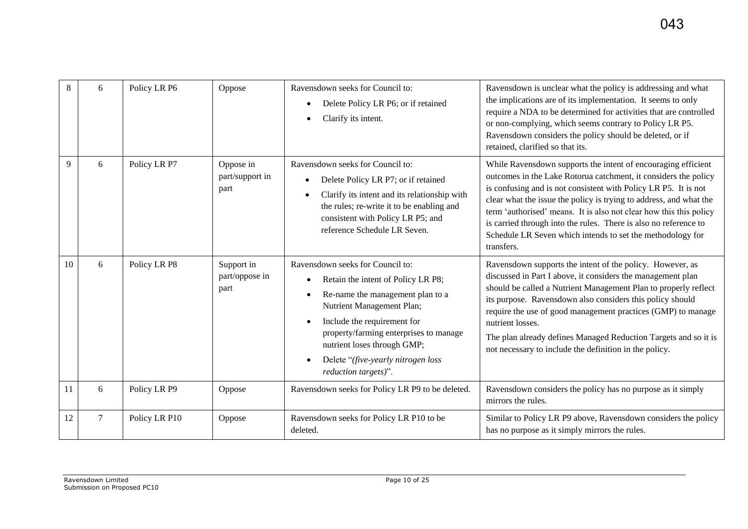| 8 | 6 | Policy LR P6 | Oppose | Ravensdown seeks for Council to:<br>• Delete Policy LR P6; or if retained<br>• Clarify its intent. | Ravensdown is unclear what the policy is addressing and what the implications are of its implementation. It seems to only require a NDA to be determined for activities that are controlled or non-complying, which seems contrary to Policy LR P5. Ravensdown considers the policy should be deleted, or if retained, clarified so that its. |
|---|---|---|---|---|---|
| 9 | 6 | Policy LR P7 | Oppose in part/support in part | Ravensdown seeks for Council to:<br>• Delete Policy LR P7; or if retained<br>• Clarify its intent and its relationship with the rules; re-write it to be enabling and consistent with Policy LR P5; and reference Schedule LR Seven. | While Ravensdown supports the intent of encouraging efficient outcomes in the Lake Rotorua catchment, it considers the policy is confusing and is not consistent with Policy LR P5. It is not clear what the issue the policy is trying to address, and what the term 'authorised' means. It is also not clear how this this policy is carried through into the rules. There is also no reference to Schedule LR Seven which intends to set the methodology for transfers. |
| 10 | 6 | Policy LR P8 | Support in part/oppose in part | Ravensdown seeks for Council to:<br>• Retain the intent of Policy LR P8;<br>• Re-name the management plan to a Nutrient Management Plan;<br>• Include the requirement for property/farming enterprises to manage nutrient loses through GMP;<br>• Delete "*(five-yearly nitrogen loss reduction targets)*". | Ravensdown supports the intent of the policy. However, as discussed in Part I above, it considers the management plan should be called a Nutrient Management Plan to properly reflect its purpose. Ravensdown also considers this policy should require the use of good management practices (GMP) to manage nutrient losses.<br>The plan already defines Managed Reduction Targets and so it is not necessary to include the definition in the policy. |
| 11 | 6 | Policy LR P9 | Oppose | Ravensdown seeks for Policy LR P9 to be deleted. | Ravensdown considers the policy has no purpose as it simply mirrors the rules. |
| 12 | 7 | Policy LR P10 | Oppose | Ravensdown seeks for Policy LR P10 to be deleted. | Similar to Policy LR P9 above, Ravensdown considers the policy has no purpose as it simply mirrors the rules. |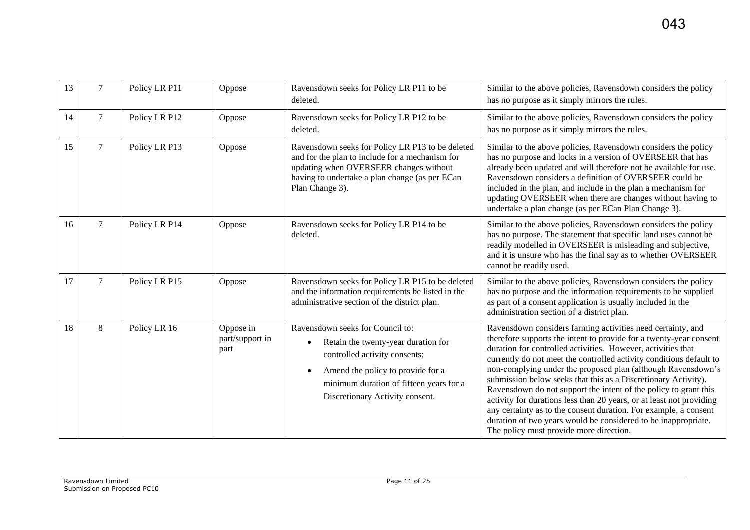| 13 | 7 | Policy LR P11 | Oppose | Ravensdown seeks for Policy LR P11 to be deleted. | Similar to the above policies, Ravensdown considers the policy has no purpose as it simply mirrors the rules. |
|---|---|---|---|---|---|
| 14 | 7 | Policy LR P12 | Oppose | Ravensdown seeks for Policy LR P12 to be deleted. | Similar to the above policies, Ravensdown considers the policy has no purpose as it simply mirrors the rules. |
| 15 | 7 | Policy LR P13 | Oppose | Ravensdown seeks for Policy LR P13 to be deleted and for the plan to include for a mechanism for updating when OVERSEER changes without having to undertake a plan change (as per ECan Plan Change 3). | Similar to the above policies, Ravensdown considers the policy has no purpose and locks in a version of OVERSEER that has already been updated and will therefore not be available for use. Ravensdown considers a definition of OVERSEER could be included in the plan, and include in the plan a mechanism for updating OVERSEER when there are changes without having to undertake a plan change (as per ECan Plan Change 3). |
| 16 | 7 | Policy LR P14 | Oppose | Ravensdown seeks for Policy LR P14 to be deleted. | Similar to the above policies, Ravensdown considers the policy has no purpose. The statement that specific land uses cannot be readily modelled in OVERSEER is misleading and subjective, and it is unsure who has the final say as to whether OVERSEER cannot be readily used. |
| 17 | 7 | Policy LR P15 | Oppose | Ravensdown seeks for Policy LR P15 to be deleted and the information requirements be listed in the administrative section of the district plan. | Similar to the above policies, Ravensdown considers the policy has no purpose and the information requirements to be supplied as part of a consent application is usually included in the administration section of a district plan. |
| 18 | 8 | Policy LR 16 | Oppose in part/support in part | Ravensdown seeks for Council to:<br>• Retain the twenty-year duration for controlled activity consents;<br>• Amend the policy to provide for a minimum duration of fifteen years for a Discretionary Activity consent. | Ravensdown considers farming activities need certainty, and therefore supports the intent to provide for a twenty-year consent duration for controlled activities. However, activities that currently do not meet the controlled activity conditions default to non-complying under the proposed plan (although Ravensdown's submission below seeks that this as a Discretionary Activity). Ravensdown do not support the intent of the policy to grant this activity for durations less than 20 years, or at least not providing any certainty as to the consent duration. For example, a consent duration of two years would be considered to be inappropriate. The policy must provide more direction. |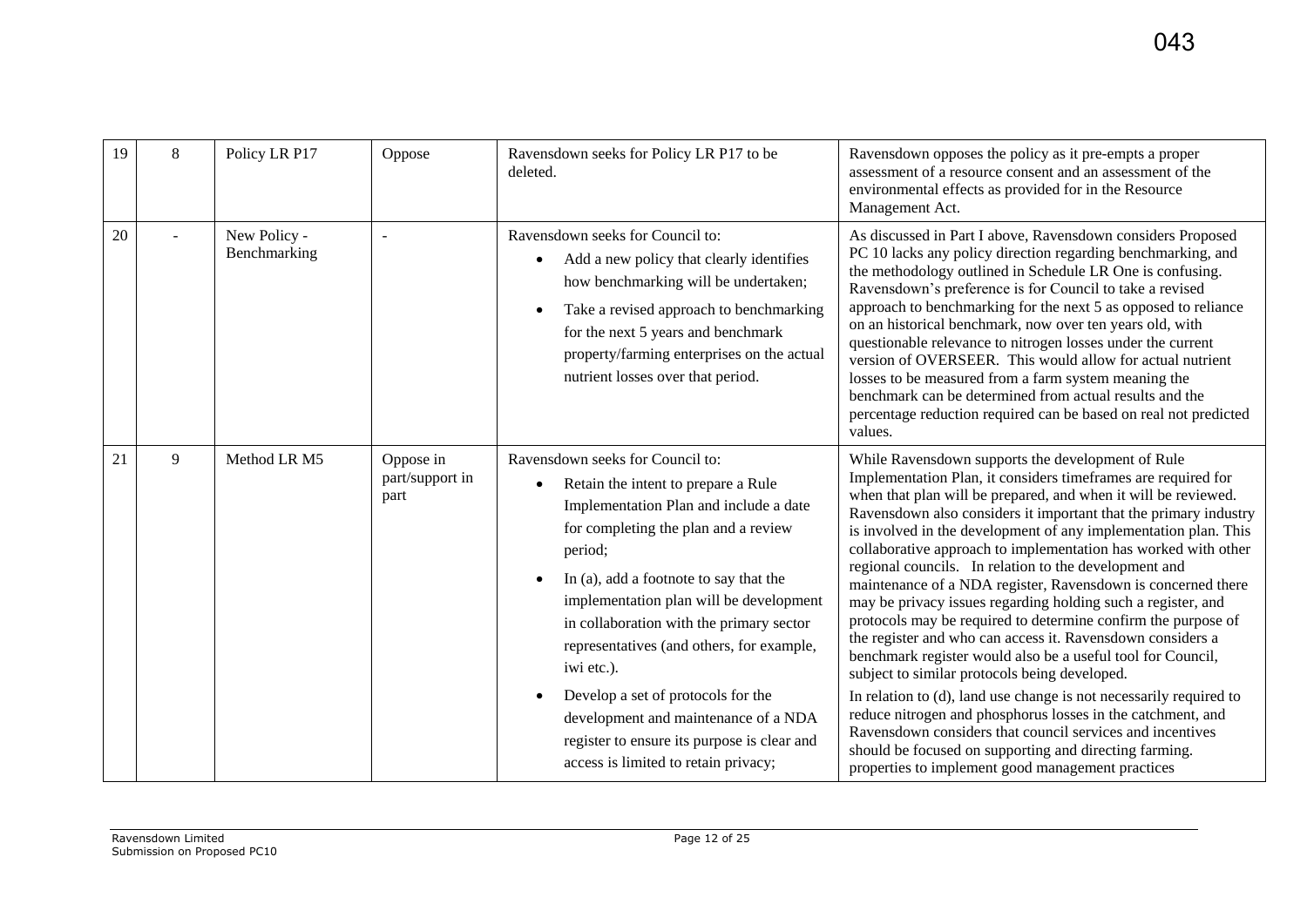| 19 | 8 | Policy LR P17 | Oppose | Ravensdown seeks for Policy LR P17 to be deleted. | Ravensdown opposes the policy as it pre-empts a proper assessment of a resource consent and an assessment of the environmental effects as provided for in the Resource Management Act. |
|---|---|---|---|---|---|
| 20 | - | New Policy - Benchmarking | - | Ravensdown seeks for Council to:<br>• Add a new policy that clearly identifies how benchmarking will be undertaken;<br>• Take a revised approach to benchmarking for the next 5 years and benchmark property/farming enterprises on the actual nutrient losses over that period. | As discussed in Part I above, Ravensdown considers Proposed PC 10 lacks any policy direction regarding benchmarking, and the methodology outlined in Schedule LR One is confusing. Ravensdown's preference is for Council to take a revised approach to benchmarking for the next 5 as opposed to reliance on an historical benchmark, now over ten years old, with questionable relevance to nitrogen losses under the current version of OVERSEER. This would allow for actual nutrient losses to be measured from a farm system meaning the benchmark can be determined from actual results and the percentage reduction required can be based on real not predicted values. |
| 21 | 9 | Method LR M5 | Oppose in part/support in part | Ravensdown seeks for Council to:<br>• Retain the intent to prepare a Rule Implementation Plan and include a date for completing the plan and a review period;<br>• In (a), add a footnote to say that the implementation plan will be development in collaboration with the primary sector representatives (and others, for example, iwi etc.).<br>• Develop a set of protocols for the development and maintenance of a NDA register to ensure its purpose is clear and access is limited to retain privacy; | While Ravensdown supports the development of Rule Implementation Plan, it considers timeframes are required for when that plan will be prepared, and when it will be reviewed. Ravensdown also considers it important that the primary industry is involved in the development of any implementation plan. This collaborative approach to implementation has worked with other regional councils. In relation to the development and maintenance of a NDA register, Ravensdown is concerned there may be privacy issues regarding holding such a register, and protocols may be required to determine confirm the purpose of the register and who can access it. Ravensdown considers a benchmark register would also be a useful tool for Council, subject to similar protocols being developed.<br>In relation to (d), land use change is not necessarily required to reduce nitrogen and phosphorus losses in the catchment, and Ravensdown considers that council services and incentives should be focused on supporting and directing farming. properties to implement good management practices |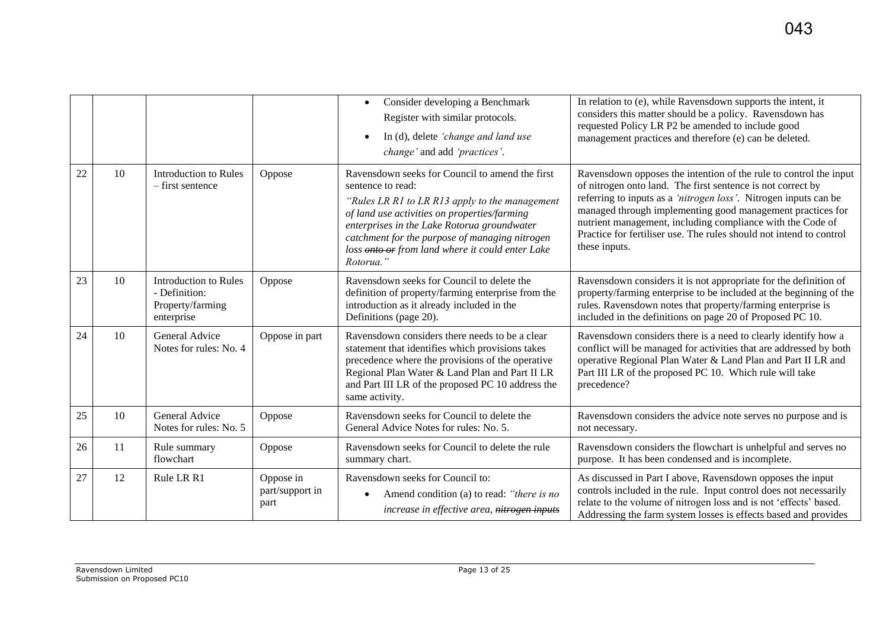| | | | | | |
|---|---|---|---|---|---|
| | | | | • Consider developing a Benchmark Register with similar protocols.<br>• In (d), delete *'change and land use change'* and add *'practices'*. | In relation to (e), while Ravensdown supports the intent, it considers this matter should be a policy. Ravensdown has requested Policy LR P2 be amended to include good management practices and therefore (e) can be deleted. |
| 22 | 10 | Introduction to Rules – first sentence | Oppose | Ravensdown seeks for Council to amend the first sentence to read:<br>*"Rules LR R1 to LR R13 apply to the management of land use activities on properties/farming enterprises in the Lake Rotorua groundwater catchment for the purpose of managing nitrogen loss ~~onto or~~ from land where it could enter Lake Rotorua."* | Ravensdown opposes the intention of the rule to control the input of nitrogen onto land. The first sentence is not correct by referring to inputs as a *'nitrogen loss'*. Nitrogen inputs can be managed through implementing good management practices for nutrient management, including compliance with the Code of Practice for fertiliser use. The rules should not intend to control these inputs. |
| 23 | 10 | Introduction to Rules - Definition: Property/farming enterprise | Oppose | Ravensdown seeks for Council to delete the definition of property/farming enterprise from the introduction as it already included in the Definitions (page 20). | Ravensdown considers it is not appropriate for the definition of property/farming enterprise to be included at the beginning of the rules. Ravensdown notes that property/farming enterprise is included in the definitions on page 20 of Proposed PC 10. |
| 24 | 10 | General Advice Notes for rules: No. 4 | Oppose in part | Ravensdown considers there needs to be a clear statement that identifies which provisions takes precedence where the provisions of the operative Regional Plan Water & Land Plan and Part II LR and Part III LR of the proposed PC 10 address the same activity. | Ravensdown considers there is a need to clearly identify how a conflict will be managed for activities that are addressed by both operative Regional Plan Water & Land Plan and Part II LR and Part III LR of the proposed PC 10. Which rule will take precedence? |
| 25 | 10 | General Advice Notes for rules: No. 5 | Oppose | Ravensdown seeks for Council to delete the General Advice Notes for rules: No. 5. | Ravensdown considers the advice note serves no purpose and is not necessary. |
| 26 | 11 | Rule summary flowchart | Oppose | Ravensdown seeks for Council to delete the rule summary chart. | Ravensdown considers the flowchart is unhelpful and serves no purpose. It has been condensed and is incomplete. |
| 27 | 12 | Rule LR R1 | Oppose in part/support in part | Ravensdown seeks for Council to:<br>• Amend condition (a) to read: *"there is no increase in effective area, ~~nitrogen inputs~~* | As discussed in Part I above, Ravensdown opposes the input controls included in the rule. Input control does not necessarily relate to the volume of nitrogen loss and is not 'effects' based. Addressing the farm system losses is effects based and provides |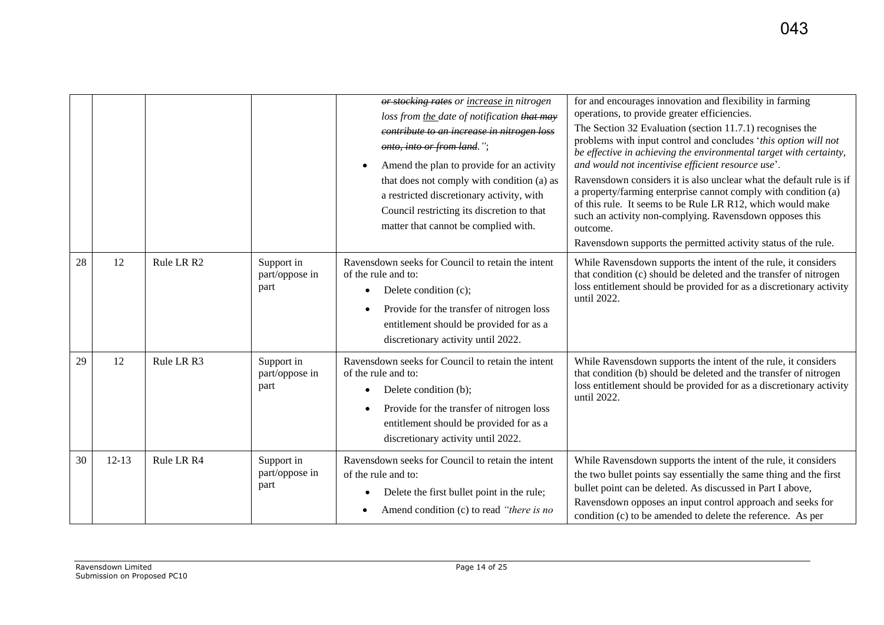| | | | | | |
|---|---|---|---|---|---|
| | | | | ~~or stocking rates~~ *or* <u>*increase in*</u> *nitrogen loss from* <u>*the*</u> *date of notification* ~~*that may contribute to an increase in nitrogen loss onto, into or from land.*~~*"*;<br>• Amend the plan to provide for an activity that does not comply with condition (a) as a restricted discretionary activity, with Council restricting its discretion to that matter that cannot be complied with. | for and encourages innovation and flexibility in farming operations, to provide greater efficiencies.<br>The Section 32 Evaluation (section 11.7.1) recognises the problems with input control and concludes '*this option will not be effective in achieving the environmental target with certainty, and would not incentivise efficient resource use*'.<br>Ravensdown considers it is also unclear what the default rule is if a property/farming enterprise cannot comply with condition (a) of this rule. It seems to be Rule LR R12, which would make such an activity non-complying. Ravensdown opposes this outcome.<br>Ravensdown supports the permitted activity status of the rule. |
| 28 | 12 | Rule LR R2 | Support in part/oppose in part | Ravensdown seeks for Council to retain the intent of the rule and to:<br>• Delete condition (c);<br>• Provide for the transfer of nitrogen loss entitlement should be provided for as a discretionary activity until 2022. | While Ravensdown supports the intent of the rule, it considers that condition (c) should be deleted and the transfer of nitrogen loss entitlement should be provided for as a discretionary activity until 2022. |
| 29 | 12 | Rule LR R3 | Support in part/oppose in part | Ravensdown seeks for Council to retain the intent of the rule and to:<br>• Delete condition (b);<br>• Provide for the transfer of nitrogen loss entitlement should be provided for as a discretionary activity until 2022. | While Ravensdown supports the intent of the rule, it considers that condition (b) should be deleted and the transfer of nitrogen loss entitlement should be provided for as a discretionary activity until 2022. |
| 30 | 12-13 | Rule LR R4 | Support in part/oppose in part | Ravensdown seeks for Council to retain the intent of the rule and to:<br>• Delete the first bullet point in the rule;<br>• Amend condition (c) to read *"there is no* | While Ravensdown supports the intent of the rule, it considers the two bullet points say essentially the same thing and the first bullet point can be deleted. As discussed in Part I above, Ravensdown opposes an input control approach and seeks for condition (c) to be amended to delete the reference. As per |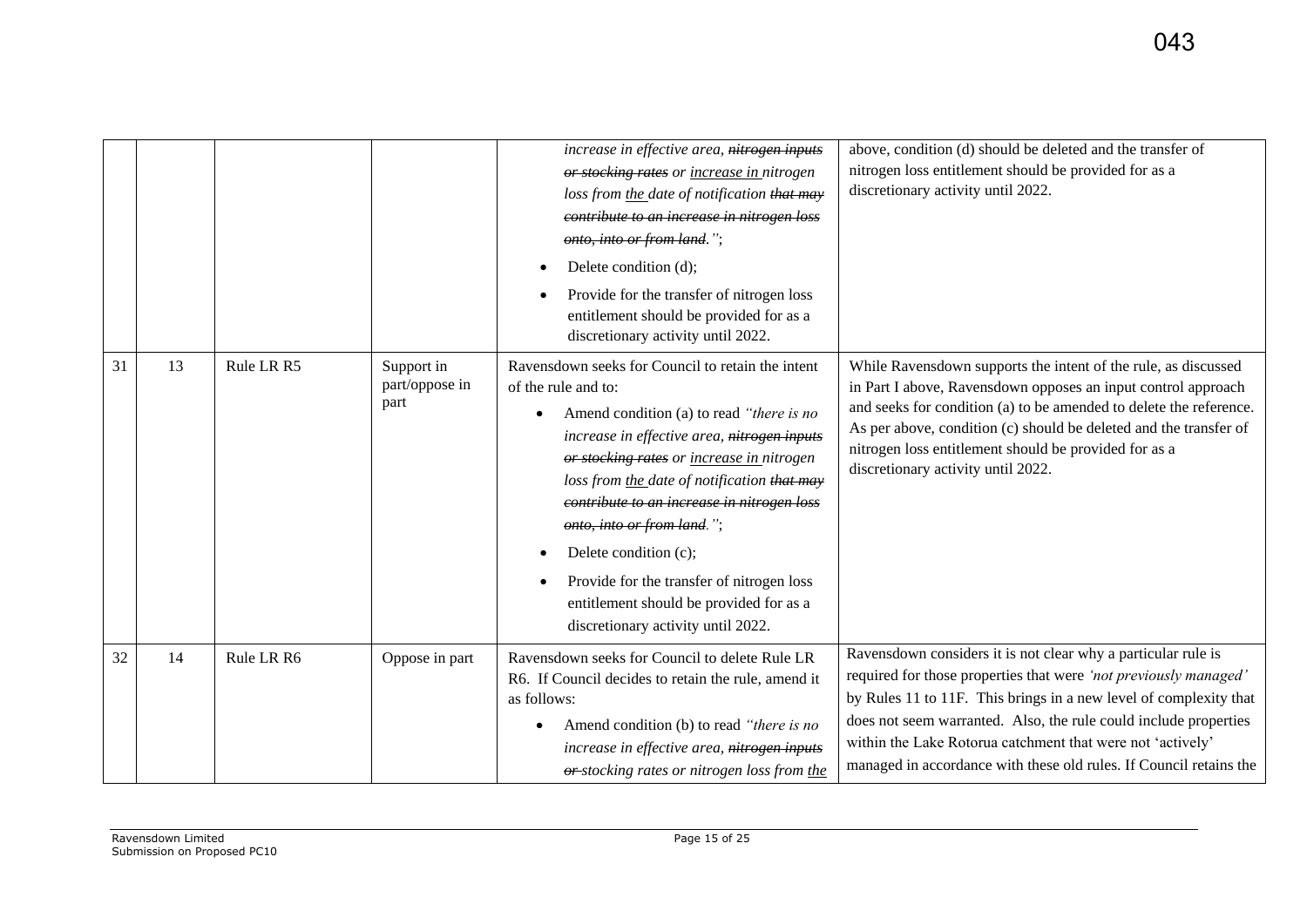| | | | | | |
|---|---|---|---|---|---|
| | | | | *increase in effective area, ~~nitrogen inputs or stocking rates~~ or <u>increase in</u> nitrogen loss from <u>the</u> date of notification ~~that may contribute to an increase in nitrogen loss onto, into or from land~~.";*<br>• Delete condition (d);<br>• Provide for the transfer of nitrogen loss entitlement should be provided for as a discretionary activity until 2022. | above, condition (d) should be deleted and the transfer of nitrogen loss entitlement should be provided for as a discretionary activity until 2022. |
| 31 | 13 | Rule LR R5 | Support in part/oppose in part | Ravensdown seeks for Council to retain the intent of the rule and to:<br>• Amend condition (a) to read *"there is no increase in effective area, ~~nitrogen inputs or stocking rates~~ or <u>increase in</u> nitrogen loss from <u>the</u> date of notification ~~that may contribute to an increase in nitrogen loss onto, into or from land~~.";*<br>• Delete condition (c);<br>• Provide for the transfer of nitrogen loss entitlement should be provided for as a discretionary activity until 2022. | While Ravensdown supports the intent of the rule, as discussed in Part I above, Ravensdown opposes an input control approach and seeks for condition (a) to be amended to delete the reference. As per above, condition (c) should be deleted and the transfer of nitrogen loss entitlement should be provided for as a discretionary activity until 2022. |
| 32 | 14 | Rule LR R6 | Oppose in part | Ravensdown seeks for Council to delete Rule LR R6. If Council decides to retain the rule, amend it as follows:<br>• Amend condition (b) to read *"there is no increase in effective area, ~~nitrogen inputs or~~ stocking rates or nitrogen loss from <u>the</u>* | Ravensdown considers it is not clear why a particular rule is required for those properties that were *'not previously managed'* by Rules 11 to 11F. This brings in a new level of complexity that does not seem warranted. Also, the rule could include properties within the Lake Rotorua catchment that were not 'actively' managed in accordance with these old rules. If Council retains the |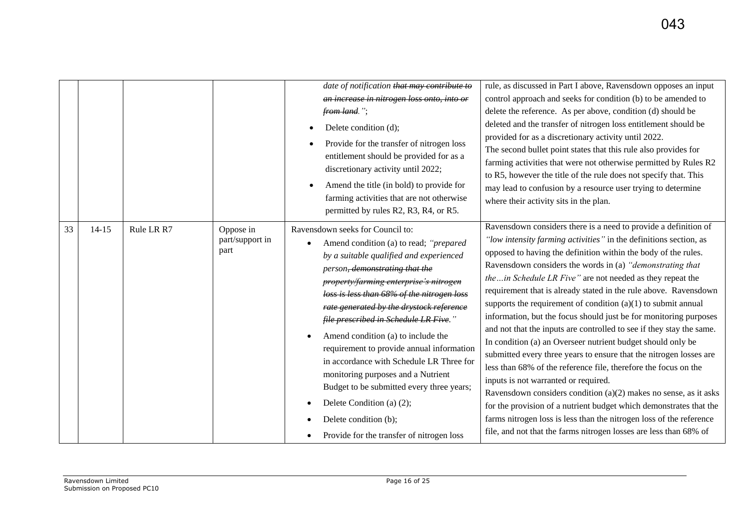| | | | | | |
|---|---|---|---|---|---|
| | | | | *date of notification ~~that may contribute to an increase in nitrogen loss onto, into or from land~~."*;<br>• Delete condition (d);<br>• Provide for the transfer of nitrogen loss entitlement should be provided for as a discretionary activity until 2022;<br>• Amend the title (in bold) to provide for farming activities that are not otherwise permitted by rules R2, R3, R4, or R5. | rule, as discussed in Part I above, Ravensdown opposes an input control approach and seeks for condition (b) to be amended to delete the reference. As per above, condition (d) should be deleted and the transfer of nitrogen loss entitlement should be provided for as a discretionary activity until 2022.<br>The second bullet point states that this rule also provides for farming activities that were not otherwise permitted by Rules R2 to R5, however the title of the rule does not specify that. This may lead to confusion by a resource user trying to determine where their activity sits in the plan. |
| 33 | 14-15 | Rule LR R7 | Oppose in part/support in part | Ravensdown seeks for Council to:<br>• Amend condition (a) to read; *"prepared by a suitable qualified and experienced person~~, demonstrating that the property/farming enterprise's nitrogen loss is less than 68% of the nitrogen loss rate generated by the drystock reference file prescribed in Schedule LR Five~~."*<br>• Amend condition (a) to include the requirement to provide annual information in accordance with Schedule LR Three for monitoring purposes and a Nutrient Budget to be submitted every three years;<br>• Delete Condition (a) (2);<br>• Delete condition (b);<br>• Provide for the transfer of nitrogen loss | Ravensdown considers there is a need to provide a definition of *"low intensity farming activities"* in the definitions section, as opposed to having the definition within the body of the rules. Ravensdown considers the words in (a) *"demonstrating that the…in Schedule LR Five"* are not needed as they repeat the requirement that is already stated in the rule above. Ravensdown supports the requirement of condition (a)(1) to submit annual information, but the focus should just be for monitoring purposes and not that the inputs are controlled to see if they stay the same. In condition (a) an Overseer nutrient budget should only be submitted every three years to ensure that the nitrogen losses are less than 68% of the reference file, therefore the focus on the inputs is not warranted or required.<br>Ravensdown considers condition (a)(2) makes no sense, as it asks for the provision of a nutrient budget which demonstrates that the farms nitrogen loss is less than the nitrogen loss of the reference file, and not that the farms nitrogen losses are less than 68% of |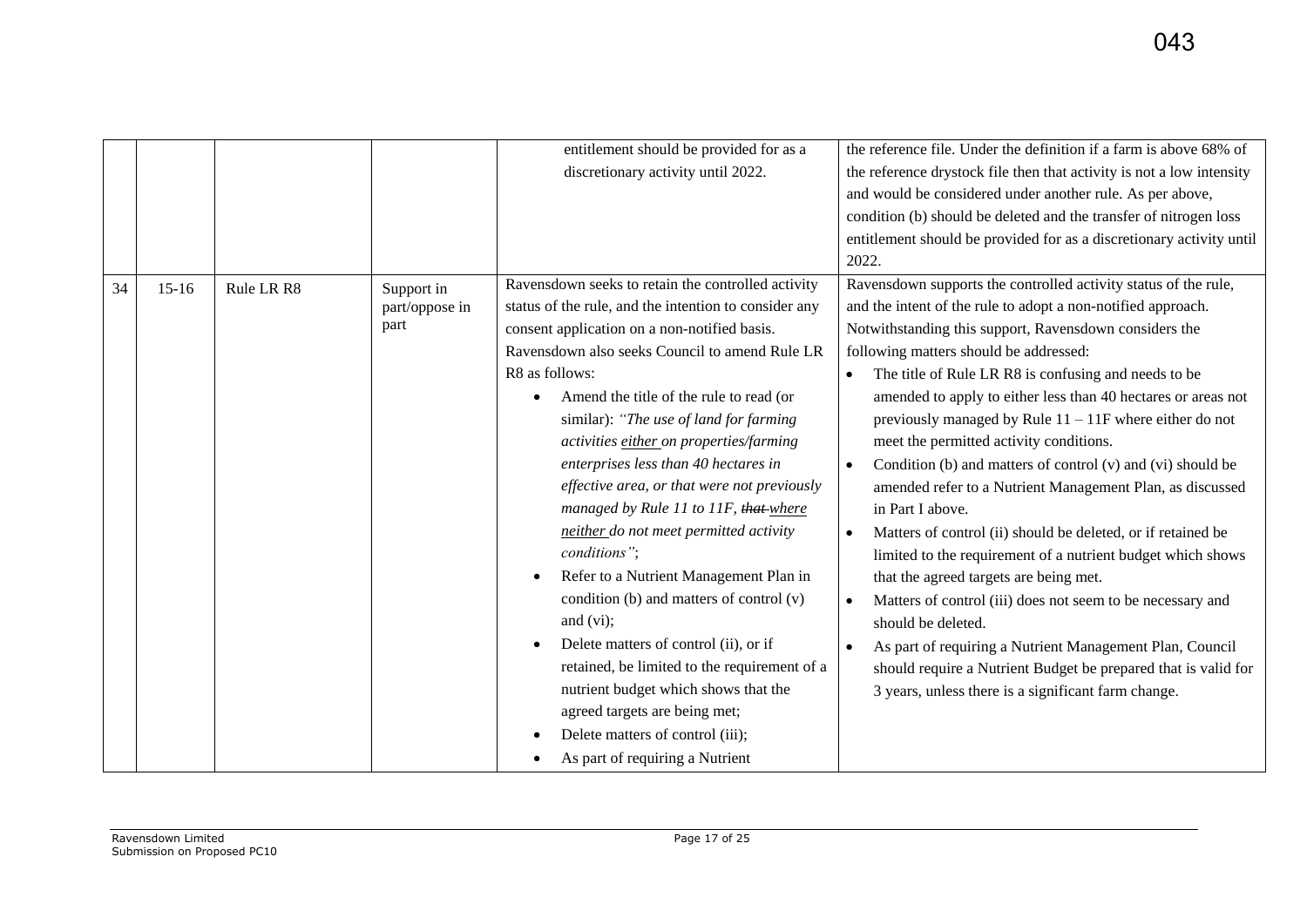| | | | | | |
|---|---|---|---|---|---|
| | | | | entitlement should be provided for as a discretionary activity until 2022. | the reference file. Under the definition if a farm is above 68% of the reference drystock file then that activity is not a low intensity and would be considered under another rule. As per above, condition (b) should be deleted and the transfer of nitrogen loss entitlement should be provided for as a discretionary activity until 2022. |
| 34 | 15-16 | Rule LR R8 | Support in part/oppose in part | Ravensdown seeks to retain the controlled activity status of the rule, and the intention to consider any consent application on a non-notified basis. Ravensdown also seeks Council to amend Rule LR R8 as follows: <br>• Amend the title of the rule to read (or similar): *"The use of land for farming activities <u>either</u> on properties/farming enterprises less than 40 hectares in effective area, or that were not previously managed by Rule 11 to 11F, ~~that~~ <u>where neither</u> do not meet permitted activity conditions"*; <br>• Refer to a Nutrient Management Plan in condition (b) and matters of control (v) and (vi); <br>• Delete matters of control (ii), or if retained, be limited to the requirement of a nutrient budget which shows that the agreed targets are being met; <br>• Delete matters of control (iii); <br>• As part of requiring a Nutrient | Ravensdown supports the controlled activity status of the rule, and the intent of the rule to adopt a non-notified approach. Notwithstanding this support, Ravensdown considers the following matters should be addressed: <br>• The title of Rule LR R8 is confusing and needs to be amended to apply to either less than 40 hectares or areas not previously managed by Rule 11 – 11F where either do not meet the permitted activity conditions. <br>• Condition (b) and matters of control (v) and (vi) should be amended refer to a Nutrient Management Plan, as discussed in Part I above. <br>• Matters of control (ii) should be deleted, or if retained be limited to the requirement of a nutrient budget which shows that the agreed targets are being met. <br>• Matters of control (iii) does not seem to be necessary and should be deleted. <br>• As part of requiring a Nutrient Management Plan, Council should require a Nutrient Budget be prepared that is valid for 3 years, unless there is a significant farm change. |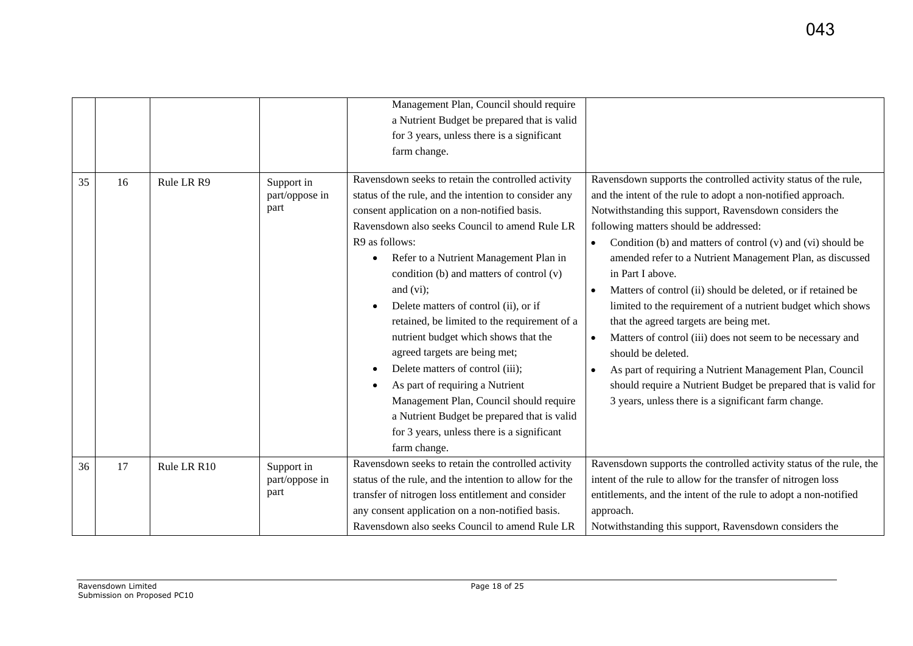| | | | | Management Plan, Council should require a Nutrient Budget be prepared that is valid for 3 years, unless there is a significant farm change. | |
|---|---|---|---|---|---|
| 35 | 16 | Rule LR R9 | Support in part/oppose in part | Ravensdown seeks to retain the controlled activity status of the rule, and the intention to consider any consent application on a non-notified basis. Ravensdown also seeks Council to amend Rule LR R9 as follows: <br>• Refer to a Nutrient Management Plan in condition (b) and matters of control (v) and (vi); <br>• Delete matters of control (ii), or if retained, be limited to the requirement of a nutrient budget which shows that the agreed targets are being met; <br>• Delete matters of control (iii); <br>• As part of requiring a Nutrient Management Plan, Council should require a Nutrient Budget be prepared that is valid for 3 years, unless there is a significant farm change. | Ravensdown supports the controlled activity status of the rule, and the intent of the rule to adopt a non-notified approach. Notwithstanding this support, Ravensdown considers the following matters should be addressed: <br>• Condition (b) and matters of control (v) and (vi) should be amended refer to a Nutrient Management Plan, as discussed in Part I above. <br>• Matters of control (ii) should be deleted, or if retained be limited to the requirement of a nutrient budget which shows that the agreed targets are being met. <br>• Matters of control (iii) does not seem to be necessary and should be deleted. <br>• As part of requiring a Nutrient Management Plan, Council should require a Nutrient Budget be prepared that is valid for 3 years, unless there is a significant farm change. |
| 36 | 17 | Rule LR R10 | Support in part/oppose in part | Ravensdown seeks to retain the controlled activity status of the rule, and the intention to allow for the transfer of nitrogen loss entitlement and consider any consent application on a non-notified basis. Ravensdown also seeks Council to amend Rule LR | Ravensdown supports the controlled activity status of the rule, the intent of the rule to allow for the transfer of nitrogen loss entitlements, and the intent of the rule to adopt a non-notified approach. Notwithstanding this support, Ravensdown considers the |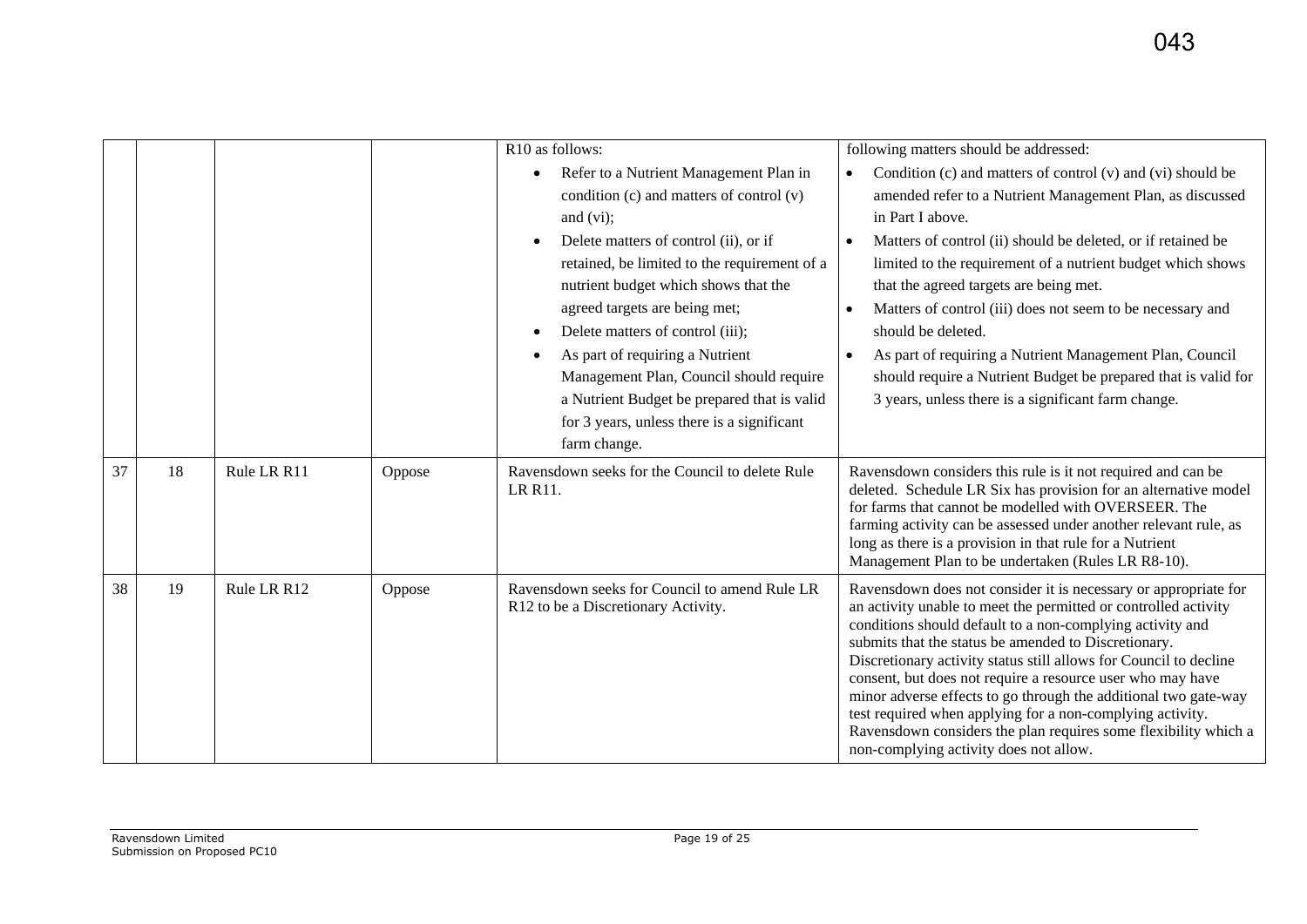| | | | | R10 as follows:<br>• Refer to a Nutrient Management Plan in condition (c) and matters of control (v) and (vi);<br>• Delete matters of control (ii), or if retained, be limited to the requirement of a nutrient budget which shows that the agreed targets are being met;<br>• Delete matters of control (iii);<br>• As part of requiring a Nutrient Management Plan, Council should require a Nutrient Budget be prepared that is valid for 3 years, unless there is a significant farm change. | following matters should be addressed:<br>• Condition (c) and matters of control (v) and (vi) should be amended refer to a Nutrient Management Plan, as discussed in Part I above.<br>• Matters of control (ii) should be deleted, or if retained be limited to the requirement of a nutrient budget which shows that the agreed targets are being met.<br>• Matters of control (iii) does not seem to be necessary and should be deleted.<br>• As part of requiring a Nutrient Management Plan, Council should require a Nutrient Budget be prepared that is valid for 3 years, unless there is a significant farm change. |
|---|---|---|---|---|---|
| 37 | 18 | Rule LR R11 | Oppose | Ravensdown seeks for the Council to delete Rule LR R11. | Ravensdown considers this rule is it not required and can be deleted. Schedule LR Six has provision for an alternative model for farms that cannot be modelled with OVERSEER. The farming activity can be assessed under another relevant rule, as long as there is a provision in that rule for a Nutrient Management Plan to be undertaken (Rules LR R8-10). |
| 38 | 19 | Rule LR R12 | Oppose | Ravensdown seeks for Council to amend Rule LR R12 to be a Discretionary Activity. | Ravensdown does not consider it is necessary or appropriate for an activity unable to meet the permitted or controlled activity conditions should default to a non-complying activity and submits that the status be amended to Discretionary. Discretionary activity status still allows for Council to decline consent, but does not require a resource user who may have minor adverse effects to go through the additional two gate-way test required when applying for a non-complying activity. Ravensdown considers the plan requires some flexibility which a non-complying activity does not allow. |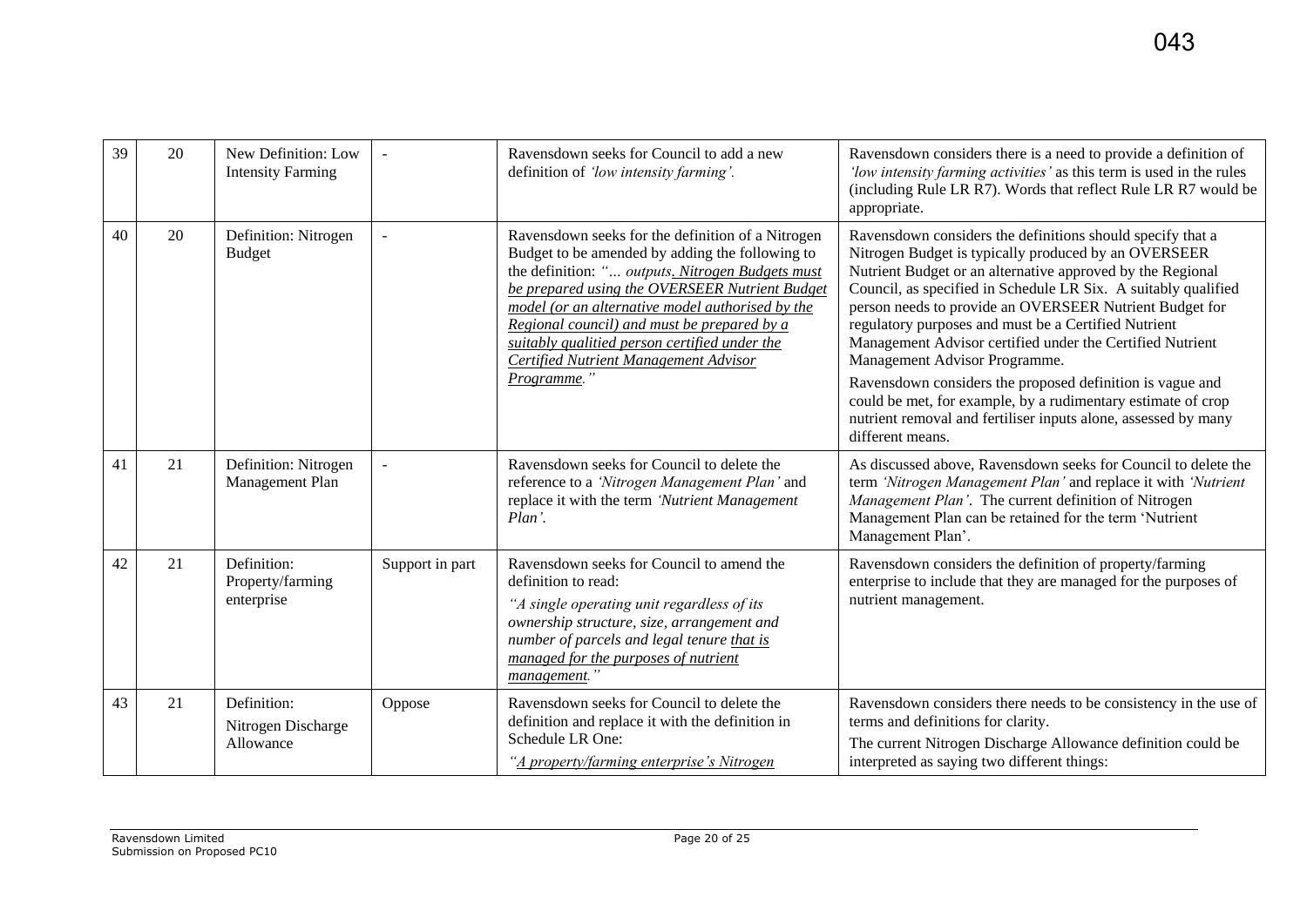043

| 39 | 20 | New Definition: Low Intensity Farming | - | Ravensdown seeks for Council to add a new definition of *'low intensity farming'.* | Ravensdown considers there is a need to provide a definition of *'low intensity farming activities'* as this term is used in the rules (including Rule LR R7). Words that reflect Rule LR R7 would be appropriate. |
|---|---|---|---|---|---|
| 40 | 20 | Definition: Nitrogen Budget | - | Ravensdown seeks for the definition of a Nitrogen Budget to be amended by adding the following to the definition: *"... outputs<u>. Nitrogen Budgets must be prepared using the OVERSEER Nutrient Budget model (or an alternative model authorised by the Regional council) and must be prepared by a suitably qualitied person certified under the Certified Nutrient Management Advisor Programme</u>."* | Ravensdown considers the definitions should specify that a Nitrogen Budget is typically produced by an OVERSEER Nutrient Budget or an alternative approved by the Regional Council, as specified in Schedule LR Six. A suitably qualified person needs to provide an OVERSEER Nutrient Budget for regulatory purposes and must be a Certified Nutrient Management Advisor certified under the Certified Nutrient Management Advisor Programme.<br><br>Ravensdown considers the proposed definition is vague and could be met, for example, by a rudimentary estimate of crop nutrient removal and fertiliser inputs alone, assessed by many different means. |
| 41 | 21 | Definition: Nitrogen Management Plan | - | Ravensdown seeks for Council to delete the reference to a *'Nitrogen Management Plan'* and replace it with the term *'Nutrient Management Plan'*. | As discussed above, Ravensdown seeks for Council to delete the term *'Nitrogen Management Plan'* and replace it with *'Nutrient Management Plan'*. The current definition of Nitrogen Management Plan can be retained for the term 'Nutrient Management Plan'. |
| 42 | 21 | Definition: Property/farming enterprise | Support in part | Ravensdown seeks for Council to amend the definition to read:<br><br>*"A single operating unit regardless of its ownership structure, size, arrangement and number of parcels and legal tenure <u>that is managed for the purposes of nutrient management</u>."* | Ravensdown considers the definition of property/farming enterprise to include that they are managed for the purposes of nutrient management. |
| 43 | 21 | Definition: Nitrogen Discharge Allowance | Oppose | Ravensdown seeks for Council to delete the definition and replace it with the definition in Schedule LR One:<br><br>*"<u>A property/farming enterprise's Nitrogen</u>* | Ravensdown considers there needs to be consistency in the use of terms and definitions for clarity.<br><br>The current Nitrogen Discharge Allowance definition could be interpreted as saying two different things: |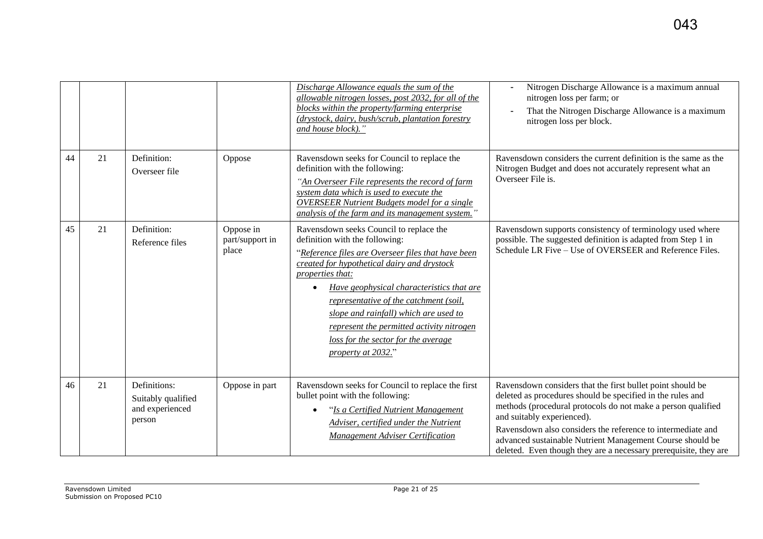| | | | | | |
|---|---|---|---|---|---|
| | | | | *Discharge Allowance equals the sum of the allowable nitrogen losses, post 2032, for all of the blocks within the property/farming enterprise (drystock, dairy, bush/scrub, plantation forestry and house block)."* | - Nitrogen Discharge Allowance is a maximum annual nitrogen loss per farm; or<br>- That the Nitrogen Discharge Allowance is a maximum nitrogen loss per block. |
| 44 | 21 | Definition:<br>Overseer file | Oppose | Ravensdown seeks for Council to replace the definition with the following:<br>*"An Overseer File represents the record of farm system data which is used to execute the OVERSEER Nutrient Budgets model for a single analysis of the farm and its management system."* | Ravensdown considers the current definition is the same as the Nitrogen Budget and does not accurately represent what an Overseer File is. |
| 45 | 21 | Definition:<br>Reference files | Oppose in part/support in place | Ravensdown seeks Council to replace the definition with the following:<br>"*Reference files are Overseer files that have been created for hypothetical dairy and drystock properties that:*<br>• *Have geophysical characteristics that are representative of the catchment (soil, slope and rainfall) which are used to represent the permitted activity nitrogen loss for the sector for the average property at 2032*." | Ravensdown supports consistency of terminology used where possible. The suggested definition is adapted from Step 1 in Schedule LR Five – Use of OVERSEER and Reference Files. |
| 46 | 21 | Definitions:<br>Suitably qualified and experienced person | Oppose in part | Ravensdown seeks for Council to replace the first bullet point with the following:<br>• "*Is a Certified Nutrient Management Adviser, certified under the Nutrient Management Adviser Certification* | Ravensdown considers that the first bullet point should be deleted as procedures should be specified in the rules and methods (procedural protocols do not make a person qualified and suitably experienced).<br>Ravensdown also considers the reference to intermediate and advanced sustainable Nutrient Management Course should be deleted. Even though they are a necessary prerequisite, they are |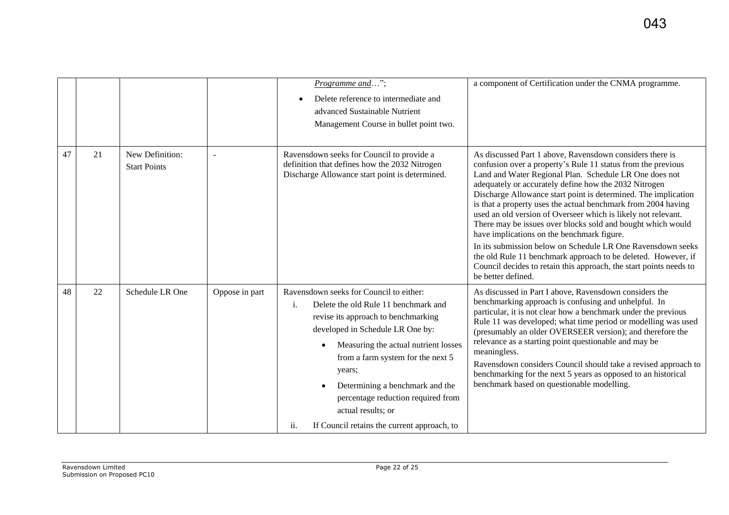| | | | | | |
|---|---|---|---|---|---|
| | | | | *Programme and*…"; <br>• Delete reference to intermediate and advanced Sustainable Nutrient Management Course in bullet point two. | a component of Certification under the CNMA programme. |
| 47 | 21 | New Definition: Start Points | - | Ravensdown seeks for Council to provide a definition that defines how the 2032 Nitrogen Discharge Allowance start point is determined. | As discussed Part 1 above, Ravensdown considers there is confusion over a property's Rule 11 status from the previous Land and Water Regional Plan. Schedule LR One does not adequately or accurately define how the 2032 Nitrogen Discharge Allowance start point is determined. The implication is that a property uses the actual benchmark from 2004 having used an old version of Overseer which is likely not relevant. There may be issues over blocks sold and bought which would have implications on the benchmark figure.<br>In its submission below on Schedule LR One Ravensdown seeks the old Rule 11 benchmark approach to be deleted. However, if Council decides to retain this approach, the start points needs to be better defined. |
| 48 | 22 | Schedule LR One | Oppose in part | Ravensdown seeks for Council to either:<br>i. Delete the old Rule 11 benchmark and revise its approach to benchmarking developed in Schedule LR One by:<br>• Measuring the actual nutrient losses from a farm system for the next 5 years;<br>• Determining a benchmark and the percentage reduction required from actual results; or<br>ii. If Council retains the current approach, to | As discussed in Part I above, Ravensdown considers the benchmarking approach is confusing and unhelpful. In particular, it is not clear how a benchmark under the previous Rule 11 was developed; what time period or modelling was used (presumably an older OVERSEER version); and therefore the relevance as a starting point questionable and may be meaningless.<br>Ravensdown considers Council should take a revised approach to benchmarking for the next 5 years as opposed to an historical benchmark based on questionable modelling. |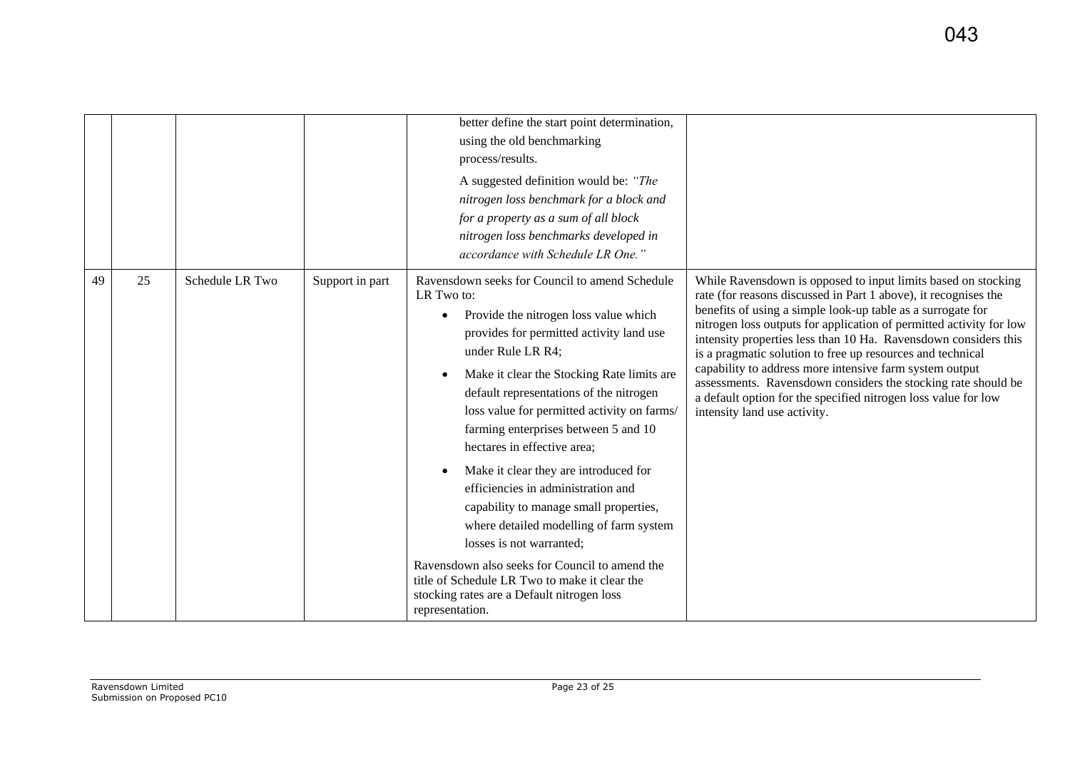| | | | | | |
|---|---|---|---|---|---|
| | | | | better define the start point determination, using the old benchmarking process/results.<br><br>A suggested definition would be: *"The nitrogen loss benchmark for a block and for a property as a sum of all block nitrogen loss benchmarks developed in accordance with Schedule LR One."* | |
| 49 | 25 | Schedule LR Two | Support in part | Ravensdown seeks for Council to amend Schedule LR Two to:<br><br>• Provide the nitrogen loss value which provides for permitted activity land use under Rule LR R4;<br><br>• Make it clear the Stocking Rate limits are default representations of the nitrogen loss value for permitted activity on farms/ farming enterprises between 5 and 10 hectares in effective area;<br><br>• Make it clear they are introduced for efficiencies in administration and capability to manage small properties, where detailed modelling of farm system losses is not warranted;<br><br>Ravensdown also seeks for Council to amend the title of Schedule LR Two to make it clear the stocking rates are a Default nitrogen loss representation. | While Ravensdown is opposed to input limits based on stocking rate (for reasons discussed in Part 1 above), it recognises the benefits of using a simple look-up table as a surrogate for nitrogen loss outputs for application of permitted activity for low intensity properties less than 10 Ha. Ravensdown considers this is a pragmatic solution to free up resources and technical capability to address more intensive farm system output assessments. Ravensdown considers the stocking rate should be a default option for the specified nitrogen loss value for low intensity land use activity. |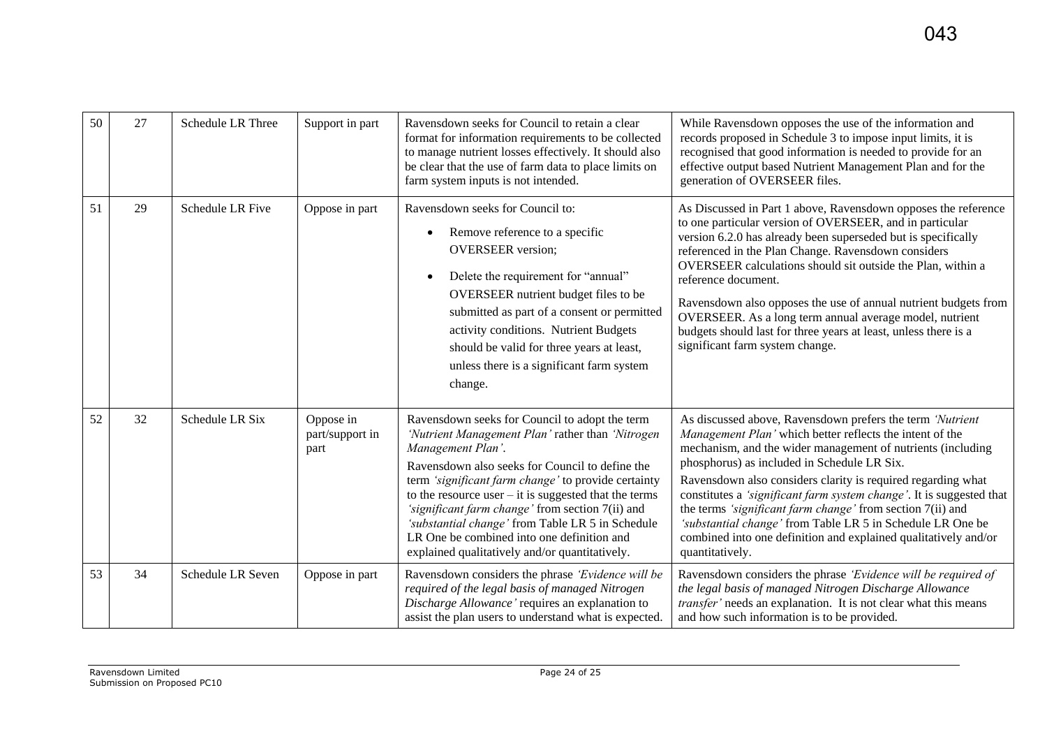043

| 50 | 27 | Schedule LR Three | Support in part | Ravensdown seeks for Council to retain a clear format for information requirements to be collected to manage nutrient losses effectively. It should also be clear that the use of farm data to place limits on farm system inputs is not intended. | While Ravensdown opposes the use of the information and records proposed in Schedule 3 to impose input limits, it is recognised that good information is needed to provide for an effective output based Nutrient Management Plan and for the generation of OVERSEER files. |
|---|---|---|---|---|---|
| 51 | 29 | Schedule LR Five | Oppose in part | Ravensdown seeks for Council to:<br>• Remove reference to a specific OVERSEER version;<br>• Delete the requirement for "annual" OVERSEER nutrient budget files to be submitted as part of a consent or permitted activity conditions. Nutrient Budgets should be valid for three years at least, unless there is a significant farm system change. | As Discussed in Part 1 above, Ravensdown opposes the reference to one particular version of OVERSEER, and in particular version 6.2.0 has already been superseded but is specifically referenced in the Plan Change. Ravensdown considers OVERSEER calculations should sit outside the Plan, within a reference document.<br>Ravensdown also opposes the use of annual nutrient budgets from OVERSEER. As a long term annual average model, nutrient budgets should last for three years at least, unless there is a significant farm system change. |
| 52 | 32 | Schedule LR Six | Oppose in part/support in part | Ravensdown seeks for Council to adopt the term *'Nutrient Management Plan'* rather than *'Nitrogen Management Plan'*.<br>Ravensdown also seeks for Council to define the term *'significant farm change'* to provide certainty to the resource user – it is suggested that the terms *'significant farm change'* from section 7(ii) and *'substantial change'* from Table LR 5 in Schedule LR One be combined into one definition and explained qualitatively and/or quantitatively. | As discussed above, Ravensdown prefers the term *'Nutrient Management Plan'* which better reflects the intent of the mechanism, and the wider management of nutrients (including phosphorus) as included in Schedule LR Six.<br>Ravensdown also considers clarity is required regarding what constitutes a *'significant farm system change'*. It is suggested that the terms *'significant farm change'* from section 7(ii) and *'substantial change'* from Table LR 5 in Schedule LR One be combined into one definition and explained qualitatively and/or quantitatively. |
| 53 | 34 | Schedule LR Seven | Oppose in part | Ravensdown considers the phrase *'Evidence will be required of the legal basis of managed Nitrogen Discharge Allowance'* requires an explanation to assist the plan users to understand what is expected. | Ravensdown considers the phrase *'Evidence will be required of the legal basis of managed Nitrogen Discharge Allowance transfer'* needs an explanation. It is not clear what this means and how such information is to be provided. |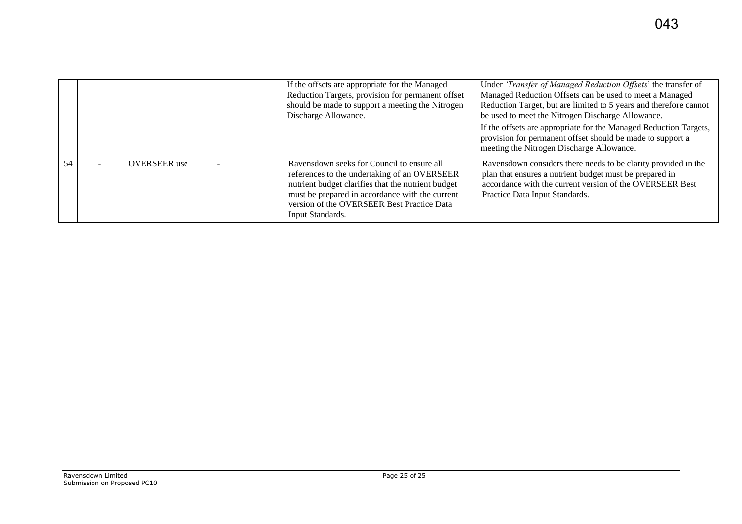| | | | | | |
|---|---|---|---|---|---|
| | | | | If the offsets are appropriate for the Managed Reduction Targets, provision for permanent offset should be made to support a meeting the Nitrogen Discharge Allowance. | Under *'Transfer of Managed Reduction Offsets*' the transfer of Managed Reduction Offsets can be used to meet a Managed Reduction Target, but are limited to 5 years and therefore cannot be used to meet the Nitrogen Discharge Allowance.<br>If the offsets are appropriate for the Managed Reduction Targets, provision for permanent offset should be made to support a meeting the Nitrogen Discharge Allowance. |
| 54 | - | OVERSEER use | - | Ravensdown seeks for Council to ensure all references to the undertaking of an OVERSEER nutrient budget clarifies that the nutrient budget must be prepared in accordance with the current version of the OVERSEER Best Practice Data Input Standards. | Ravensdown considers there needs to be clarity provided in the plan that ensures a nutrient budget must be prepared in accordance with the current version of the OVERSEER Best Practice Data Input Standards. |